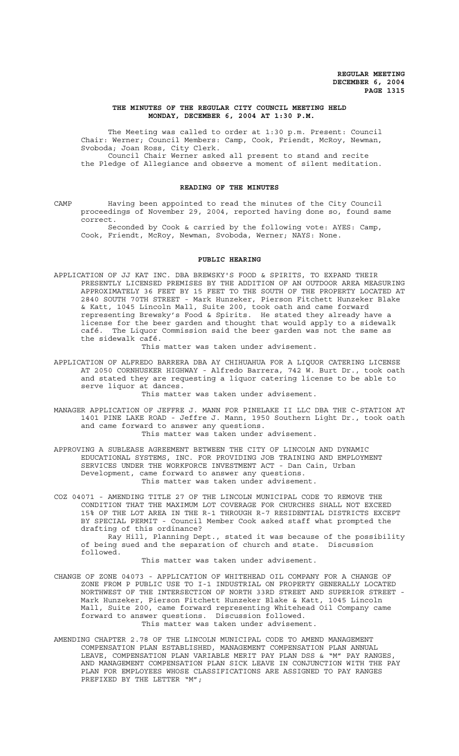**THE MINUTES OF THE REGULAR CITY COUNCIL MEETING HELD MONDAY, DECEMBER 6, 2004 AT 1:30 P.M.**

The Meeting was called to order at 1:30 p.m. Present: Council Chair: Werner; Council Members: Camp, Cook, Friendt, McRoy, Newman, Svoboda; Joan Ross, City Clerk.

Council Chair Werner asked all present to stand and recite the Pledge of Allegiance and observe a moment of silent meditation.

**READING OF THE MINUTES**

CAMP Having been appointed to read the minutes of the City Council proceedings of November 29, 2004, reported having done so, found same correct.

Seconded by Cook & carried by the following vote: AYES: Camp, Cook, Friendt, McRoy, Newman, Svoboda, Werner; NAYS: None.

**PUBLIC HEARING**

APPLICATION OF JJ KAT INC. DBA BREWSKY'S FOOD & SPIRITS, TO EXPAND THEIR PRESENTLY LICENSED PREMISES BY THE ADDITION OF AN OUTDOOR AREA MEASURING APPROXIMATELY 36 FEET BY 15 FEET TO THE SOUTH OF THE PROPERTY LOCATED AT 2840 SOUTH 70TH STREET - Mark Hunzeker, Pierson Fitchett Hunzeker Blake & Katt, 1045 Lincoln Mall, Suite 200, took oath and came forward representing Brewsky's Food & Spirits. He stated they already have a license for the beer garden and thought that would apply to a sidewalk café. The Liquor Commission said the beer garden was not the same as the sidewalk café.

This matter was taken under advisement.

APPLICATION OF ALFREDO BARRERA DBA AY CHIHUAHUA FOR A LIQUOR CATERING LICENSE AT 2050 CORNHUSKER HIGHWAY - Alfredo Barrera, 742 W. Burt Dr., took oath and stated they are requesting a liquor catering license to be able to serve liquor at dances.

This matter was taken under advisement.

MANAGER APPLICATION OF JEFFRE J. MANN FOR PINELAKE II LLC DBA THE C-STATION AT 1401 PINE LAKE ROAD - Jeffre J. Mann, 1950 Southern Light Dr., took oath and came forward to answer any questions.

This matter was taken under advisement.

APPROVING A SUBLEASE AGREEMENT BETWEEN THE CITY OF LINCOLN AND DYNAMIC EDUCATIONAL SYSTEMS, INC. FOR PROVIDING JOB TRAINING AND EMPLOYMENT SERVICES UNDER THE WORKFORCE INVESTMENT ACT - Dan Cain, Urban Development, came forward to answer any questions.

This matter was taken under advisement.

COZ 04071 - AMENDING TITLE 27 OF THE LINCOLN MUNICIPAL CODE TO REMOVE THE CONDITION THAT THE MAXIMUM LOT COVERAGE FOR CHURCHES SHALL NOT EXCEED 15% OF THE LOT AREA IN THE R-1 THROUGH R-7 RESIDENTIAL DISTRICTS EXCEPT BY SPECIAL PERMIT - Council Member Cook asked staff what prompted the drafting of this ordinance?

Ray Hill, Planning Dept., stated it was because of the possibility of being sued and the separation of church and state. Discussion followed.

This matter was taken under advisement.

CHANGE OF ZONE 04073 - APPLICATION OF WHITEHEAD OIL COMPANY FOR A CHANGE OF ZONE FROM P PUBLIC USE TO I-1 INDUSTRIAL ON PROPERTY GENERALLY LOCATED NORTHWEST OF THE INTERSECTION OF NORTH 33RD STREET AND SUPERIOR STREET - Mark Hunzeker, Pierson Fitchett Hunzeker Blake & Katt, 1045 Lincoln Mall, Suite 200, came forward representing Whitehead Oil Company came forward to answer questions. Discussion followed.

This matter was taken under advisement.

AMENDING CHAPTER 2.78 OF THE LINCOLN MUNICIPAL CODE TO AMEND MANAGEMENT COMPENSATION PLAN ESTABLISHED, MANAGEMENT COMPENSATION PLAN ANNUAL LEAVE, COMPENSATION PLAN VARIABLE MERIT PAY PLAN DSS & "M" PAY RANGES, AND MANAGEMENT COMPENSATION PLAN SICK LEAVE IN CONJUNCTION WITH THE PAY PLAN FOR EMPLOYEES WHOSE CLASSIFICATIONS ARE ASSIGNED TO PAY RANGES PREFIXED BY THE LETTER "M";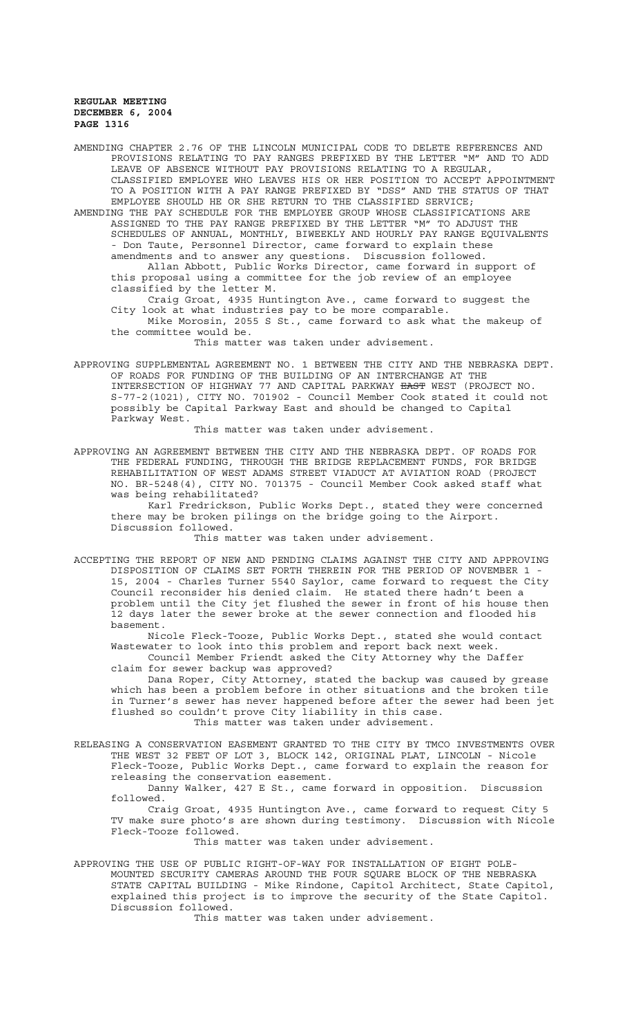AMENDING CHAPTER 2.76 OF THE LINCOLN MUNICIPAL CODE TO DELETE REFERENCES AND PROVISIONS RELATING TO PAY RANGES PREFIXED BY THE LETTER "M" AND TO ADD LEAVE OF ABSENCE WITHOUT PAY PROVISIONS RELATING TO A REGULAR, CLASSIFIED EMPLOYEE WHO LEAVES HIS OR HER POSITION TO ACCEPT APPOINTMENT TO A POSITION WITH A PAY RANGE PREFIXED BY "DSS" AND THE STATUS OF THAT EMPLOYEE SHOULD HE OR SHE RETURN TO THE CLASSIFIED SERVICE;

AMENDING THE PAY SCHEDULE FOR THE EMPLOYEE GROUP WHOSE CLASSIFICATIONS ARE ASSIGNED TO THE PAY RANGE PREFIXED BY THE LETTER "M" TO ADJUST THE SCHEDULES OF ANNUAL, MONTHLY, BIWEEKLY AND HOURLY PAY RANGE EQUIVALENTS - Don Taute, Personnel Director, came forward to explain these amendments and to answer any questions. Discussion followed.

Allan Abbott, Public Works Director, came forward in support of this proposal using a committee for the job review of an employee classified by the letter M.

Craig Groat, 4935 Huntington Ave., came forward to suggest the City look at what industries pay to be more comparable.

Mike Morosin, 2055 S St., came forward to ask what the makeup of the committee would be.

This matter was taken under advisement.

APPROVING SUPPLEMENTAL AGREEMENT NO. 1 BETWEEN THE CITY AND THE NEBRASKA DEPT. OF ROADS FOR FUNDING OF THE BUILDING OF AN INTERCHANGE AT THE INTERSECTION OF HIGHWAY 77 AND CAPITAL PARKWAY ~~EAST~~ WEST (PROJECT NO. S-77-2(1021), CITY NO. 701902 - Council Member Cook stated it could not possibly be Capital Parkway East and should be changed to Capital Parkway West.

This matter was taken under advisement.

APPROVING AN AGREEMENT BETWEEN THE CITY AND THE NEBRASKA DEPT. OF ROADS FOR THE FEDERAL FUNDING, THROUGH THE BRIDGE REPLACEMENT FUNDS, FOR BRIDGE REHABILITATION OF WEST ADAMS STREET VIADUCT AT AVIATION ROAD (PROJECT NO. BR-5248(4), CITY NO. 701375 - Council Member Cook asked staff what was being rehabilitated?

Karl Fredrickson, Public Works Dept., stated they were concerned there may be broken pilings on the bridge going to the Airport. Discussion followed.

This matter was taken under advisement.

ACCEPTING THE REPORT OF NEW AND PENDING CLAIMS AGAINST THE CITY AND APPROVING DISPOSITION OF CLAIMS SET FORTH THEREIN FOR THE PERIOD OF NOVEMBER 1 - 15, 2004 - Charles Turner 5540 Saylor, came forward to request the City Council reconsider his denied claim. He stated there hadn't been a problem until the City jet flushed the sewer in front of his house then 12 days later the sewer broke at the sewer connection and flooded his basement.

Nicole Fleck-Tooze, Public Works Dept., stated she would contact Wastewater to look into this problem and report back next week.

Council Member Friendt asked the City Attorney why the Daffer claim for sewer backup was approved?

Dana Roper, City Attorney, stated the backup was caused by grease which has been a problem before in other situations and the broken tile in Turner's sewer has never happened before after the sewer had been jet flushed so couldn't prove City liability in this case.

This matter was taken under advisement.

RELEASING A CONSERVATION EASEMENT GRANTED TO THE CITY BY TMCO INVESTMENTS OVER THE WEST 32 FEET OF LOT 3, BLOCK 142, ORIGINAL PLAT, LINCOLN - Nicole Fleck-Tooze, Public Works Dept., came forward to explain the reason for releasing the conservation easement.

Danny Walker, 427 E St., came forward in opposition. Discussion followed.

Craig Groat, 4935 Huntington Ave., came forward to request City 5 TV make sure photo's are shown during testimony. Discussion with Nicole Fleck-Tooze followed.

This matter was taken under advisement.

APPROVING THE USE OF PUBLIC RIGHT-OF-WAY FOR INSTALLATION OF EIGHT POLE-MOUNTED SECURITY CAMERAS AROUND THE FOUR SQUARE BLOCK OF THE NEBRASKA STATE CAPITAL BUILDING - Mike Rindone, Capitol Architect, State Capitol, explained this project is to improve the security of the State Capitol. Discussion followed.

This matter was taken under advisement.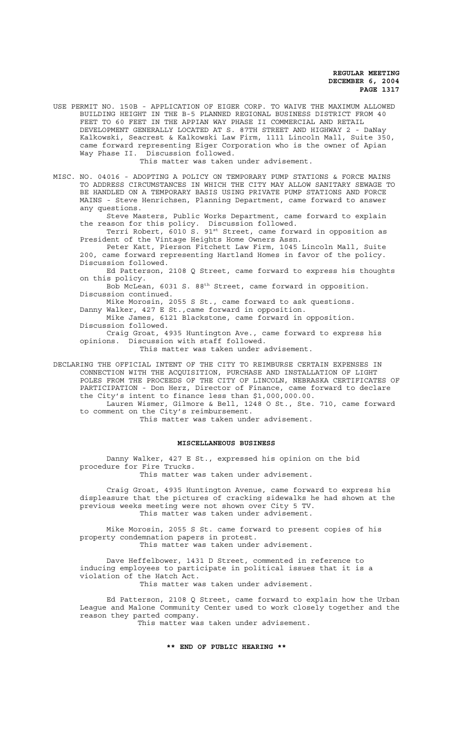USE PERMIT NO. 150B - APPLICATION OF EIGER CORP. TO WAIVE THE MAXIMUM ALLOWED BUILDING HEIGHT IN THE B-5 PLANNED REGIONAL BUSINESS DISTRICT FROM 40 FEET TO 60 FEET IN THE APPIAN WAY PHASE II COMMERCIAL AND RETAIL DEVELOPMENT GENERALLY LOCATED AT S. 87TH STREET AND HIGHWAY 2 - DaNay Kalkowski, Seacrest & Kalkowski Law Firm, 1111 Lincoln Mall, Suite 350, came forward representing Eiger Corporation who is the owner of Apian Way Phase II. Discussion followed.

This matter was taken under advisement.

MISC. NO. 04016 - ADOPTING A POLICY ON TEMPORARY PUMP STATIONS & FORCE MAINS TO ADDRESS CIRCUMSTANCES IN WHICH THE CITY MAY ALLOW SANITARY SEWAGE TO BE HANDLED ON A TEMPORARY BASIS USING PRIVATE PUMP STATIONS AND FORCE MAINS - Steve Henrichsen, Planning Department, came forward to answer any questions.

Steve Masters, Public Works Department, came forward to explain the reason for this policy. Discussion followed.

Terri Robert, 6010 S. 91st Street, came forward in opposition as President of the Vintage Heights Home Owners Assn.

Peter Katt, Pierson Fitchett Law Firm, 1045 Lincoln Mall, Suite 200, came forward representing Hartland Homes in favor of the policy. Discussion followed.

Ed Patterson, 2108 Q Street, came forward to express his thoughts on this policy.

Bob McLean, 6031 S. 88th Street, came forward in opposition. Discussion continued.

Mike Morosin, 2055 S St., came forward to ask questions.

Danny Walker, 427 E St.,came forward in opposition.

Mike James, 6121 Blackstone, came forward in opposition. Discussion followed.

Craig Groat, 4935 Huntington Ave., came forward to express his opinions. Discussion with staff followed.

This matter was taken under advisement.

DECLARING THE OFFICIAL INTENT OF THE CITY TO REIMBURSE CERTAIN EXPENSES IN CONNECTION WITH THE ACQUISITION, PURCHASE AND INSTALLATION OF LIGHT POLES FROM THE PROCEEDS OF THE CITY OF LINCOLN, NEBRASKA CERTIFICATES OF PARTICIPATION - Don Herz, Director of Finance, came forward to declare the City's intent to finance less than $1,000,000.00.

Lauren Wismer, Gilmore & Bell, 1248 O St., Ste. 710, came forward to comment on the City's reimbursement.

This matter was taken under advisement.

## MISCELLANEOUS BUSINESS

Danny Walker, 427 E St., expressed his opinion on the bid procedure for Fire Trucks.

This matter was taken under advisement.

Craig Groat, 4935 Huntington Avenue, came forward to express his displeasure that the pictures of cracking sidewalks he had shown at the previous weeks meeting were not shown over City 5 TV.

This matter was taken under advisement.

Mike Morosin, 2055 S St. came forward to present copies of his property condemnation papers in protest.

This matter was taken under advisement.

Dave Heffelbower, 1431 D Street, commented in reference to inducing employees to participate in political issues that it is a violation of the Hatch Act.

This matter was taken under advisement.

Ed Patterson, 2108 Q Street, came forward to explain how the Urban League and Malone Community Center used to work closely together and the reason they parted company.

This matter was taken under advisement.

**\*\* END OF PUBLIC HEARING \*\***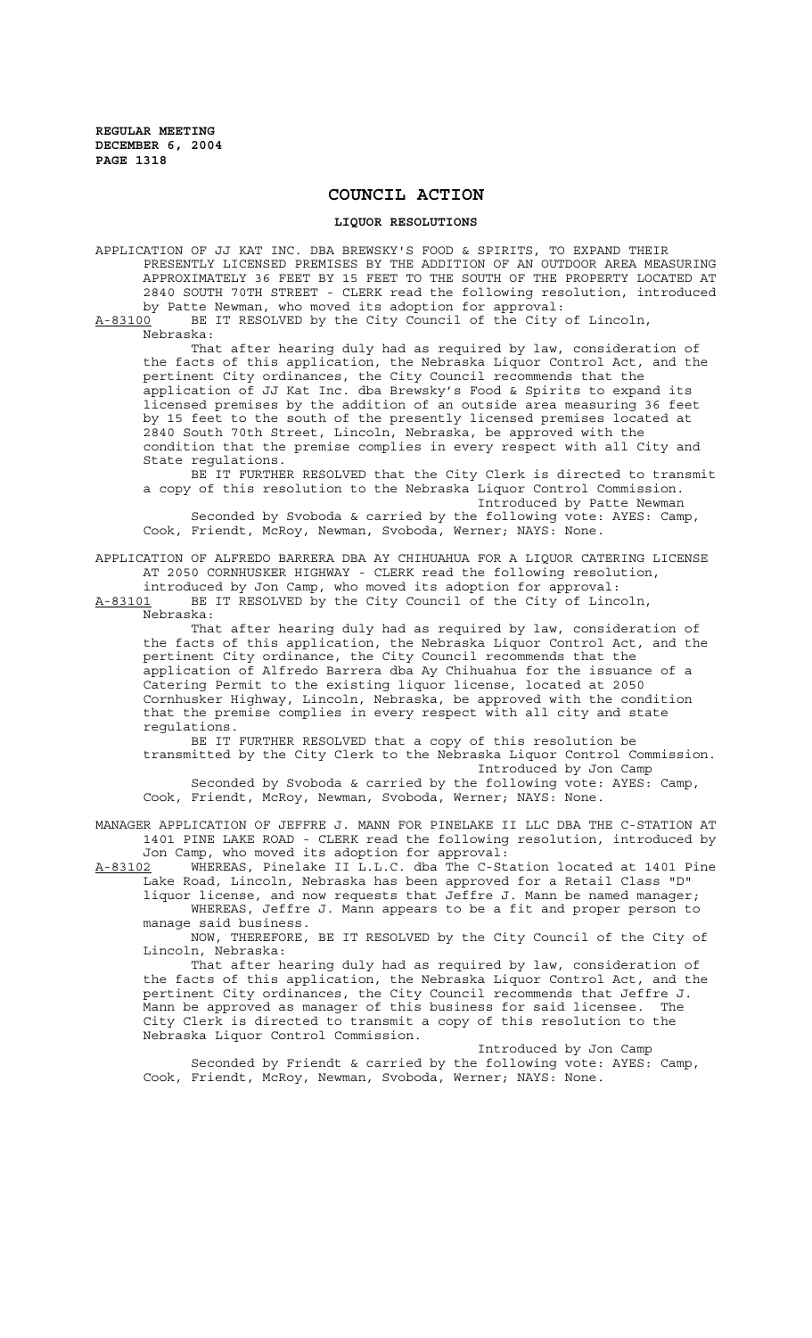## COUNCIL ACTION

### LIQUOR RESOLUTIONS

APPLICATION OF JJ KAT INC. DBA BREWSKY'S FOOD & SPIRITS, TO EXPAND THEIR PRESENTLY LICENSED PREMISES BY THE ADDITION OF AN OUTDOOR AREA MEASURING APPROXIMATELY 36 FEET BY 15 FEET TO THE SOUTH OF THE PROPERTY LOCATED AT 2840 SOUTH 70TH STREET - CLERK read the following resolution, introduced by Patte Newman, who moved its adoption for approval:

A-83100 BE IT RESOLVED by the City Council of the City of Lincoln, Nebraska:

That after hearing duly had as required by law, consideration of the facts of this application, the Nebraska Liquor Control Act, and the pertinent City ordinances, the City Council recommends that the application of JJ Kat Inc. dba Brewsky's Food & Spirits to expand its licensed premises by the addition of an outside area measuring 36 feet by 15 feet to the south of the presently licensed premises located at 2840 South 70th Street, Lincoln, Nebraska, be approved with the condition that the premise complies in every respect with all City and State regulations.

BE IT FURTHER RESOLVED that the City Clerk is directed to transmit a copy of this resolution to the Nebraska Liquor Control Commission.

Introduced by Patte Newman

Seconded by Svoboda & carried by the following vote: AYES: Camp, Cook, Friendt, McRoy, Newman, Svoboda, Werner; NAYS: None.

APPLICATION OF ALFREDO BARRERA DBA AY CHIHUAHUA FOR A LIQUOR CATERING LICENSE AT 2050 CORNHUSKER HIGHWAY - CLERK read the following resolution, introduced by Jon Camp, who moved its adoption for approval:

A-83101 BE IT RESOLVED by the City Council of the City of Lincoln, Nebraska:

That after hearing duly had as required by law, consideration of the facts of this application, the Nebraska Liquor Control Act, and the pertinent City ordinance, the City Council recommends that the application of Alfredo Barrera dba Ay Chihuahua for the issuance of a Catering Permit to the existing liquor license, located at 2050 Cornhusker Highway, Lincoln, Nebraska, be approved with the condition that the premise complies in every respect with all city and state regulations.

BE IT FURTHER RESOLVED that a copy of this resolution be transmitted by the City Clerk to the Nebraska Liquor Control Commission.

Introduced by Jon Camp

Seconded by Svoboda & carried by the following vote: AYES: Camp, Cook, Friendt, McRoy, Newman, Svoboda, Werner; NAYS: None.

MANAGER APPLICATION OF JEFFRE J. MANN FOR PINELAKE II LLC DBA THE C-STATION AT 1401 PINE LAKE ROAD - CLERK read the following resolution, introduced by Jon Camp, who moved its adoption for approval:

A-83102 WHEREAS, Pinelake II L.L.C. dba The C-Station located at 1401 Pine Lake Road, Lincoln, Nebraska has been approved for a Retail Class "D" liquor license, and now requests that Jeffre J. Mann be named manager;

WHEREAS, Jeffre J. Mann appears to be a fit and proper person to manage said business.

NOW, THEREFORE, BE IT RESOLVED by the City Council of the City of Lincoln, Nebraska:

That after hearing duly had as required by law, consideration of the facts of this application, the Nebraska Liquor Control Act, and the pertinent City ordinances, the City Council recommends that Jeffre J. Mann be approved as manager of this business for said licensee. The City Clerk is directed to transmit a copy of this resolution to the Nebraska Liquor Control Commission.

Introduced by Jon Camp

Seconded by Friendt & carried by the following vote: AYES: Camp, Cook, Friendt, McRoy, Newman, Svoboda, Werner; NAYS: None.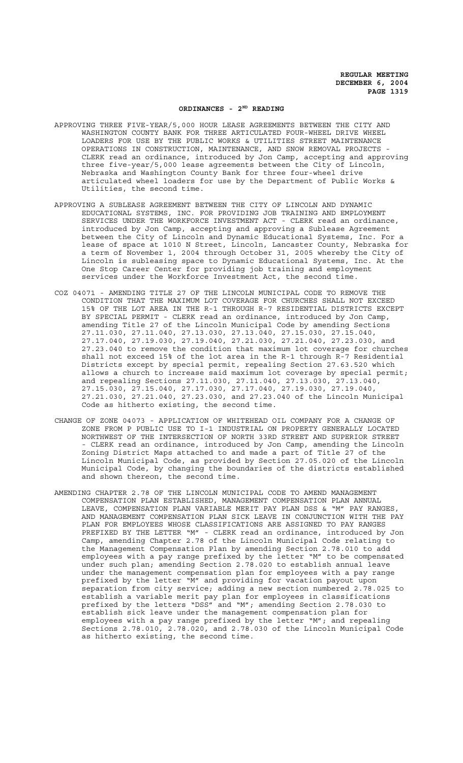## ORDINANCES - 2ND READING

APPROVING THREE FIVE-YEAR/5,000 HOUR LEASE AGREEMENTS BETWEEN THE CITY AND WASHINGTON COUNTY BANK FOR THREE ARTICULATED FOUR-WHEEL DRIVE WHEEL LOADERS FOR USE BY THE PUBLIC WORKS & UTILITIES STREET MAINTENANCE OPERATIONS IN CONSTRUCTION, MAINTENANCE, AND SNOW REMOVAL PROJECTS - CLERK read an ordinance, introduced by Jon Camp, accepting and approving three five-year/5,000 lease agreements between the City of Lincoln, Nebraska and Washington County Bank for three four-wheel drive articulated wheel loaders for use by the Department of Public Works & Utilities, the second time.

APPROVING A SUBLEASE AGREEMENT BETWEEN THE CITY OF LINCOLN AND DYNAMIC EDUCATIONAL SYSTEMS, INC. FOR PROVIDING JOB TRAINING AND EMPLOYMENT SERVICES UNDER THE WORKFORCE INVESTMENT ACT - CLERK read an ordinance, introduced by Jon Camp, accepting and approving a Sublease Agreement between the City of Lincoln and Dynamic Educational Systems, Inc. For a lease of space at 1010 N Street, Lincoln, Lancaster County, Nebraska for a term of November 1, 2004 through October 31, 2005 whereby the City of Lincoln is subleasing space to Dynamic Educational Systems, Inc. At the One Stop Career Center for providing job training and employment services under the Workforce Investment Act, the second time.

COZ 04071 - AMENDING TITLE 27 OF THE LINCOLN MUNICIPAL CODE TO REMOVE THE CONDITION THAT THE MAXIMUM LOT COVERAGE FOR CHURCHES SHALL NOT EXCEED 15% OF THE LOT AREA IN THE R-1 THROUGH R-7 RESIDENTIAL DISTRICTS EXCEPT BY SPECIAL PERMIT - CLERK read an ordinance, introduced by Jon Camp, amending Title 27 of the Lincoln Municipal Code by amending Sections 27.11.030, 27.11.040, 27.13.030, 27.13.040, 27.15.030, 27.15.040, 27.17.040, 27.19.030, 27.19.040, 27.21.030, 27.21.040, 27.23.030, and 27.23.040 to remove the condition that maximum lot coverage for churches shall not exceed 15% of the lot area in the R-1 through R-7 Residential Districts except by special permit, repealing Section 27.63.520 which allows a church to increase said maximum lot coverage by special permit; and repealing Sections 27.11.030, 27.11.040, 27.13.030, 27.13.040, 27.15.030, 27.15.040, 27.17.030, 27.17.040, 27.19.030, 27.19.040, 27.21.030, 27.21.040, 27.23.030, and 27.23.040 of the Lincoln Municipal Code as hitherto existing, the second time.

CHANGE OF ZONE 04073 - APPLICATION OF WHITEHEAD OIL COMPANY FOR A CHANGE OF ZONE FROM P PUBLIC USE TO I-1 INDUSTRIAL ON PROPERTY GENERALLY LOCATED NORTHWEST OF THE INTERSECTION OF NORTH 33RD STREET AND SUPERIOR STREET - CLERK read an ordinance, introduced by Jon Camp, amending the Lincoln Zoning District Maps attached to and made a part of Title 27 of the Lincoln Municipal Code, as provided by Section 27.05.020 of the Lincoln Municipal Code, by changing the boundaries of the districts established and shown thereon, the second time.

AMENDING CHAPTER 2.78 OF THE LINCOLN MUNICIPAL CODE TO AMEND MANAGEMENT COMPENSATION PLAN ESTABLISHED, MANAGEMENT COMPENSATION PLAN ANNUAL LEAVE, COMPENSATION PLAN VARIABLE MERIT PAY PLAN DSS & "M" PAY RANGES, AND MANAGEMENT COMPENSATION PLAN SICK LEAVE IN CONJUNCTION WITH THE PAY PLAN FOR EMPLOYEES WHOSE CLASSIFICATIONS ARE ASSIGNED TO PAY RANGES PREFIXED BY THE LETTER "M" - CLERK read an ordinance, introduced by Jon Camp, amending Chapter 2.78 of the Lincoln Municipal Code relating to the Management Compensation Plan by amending Section 2.78.010 to add employees with a pay range prefixed by the letter "M" to be compensated under such plan; amending Section 2.78.020 to establish annual leave under the management compensation plan for employees with a pay range prefixed by the letter "M" and providing for vacation payout upon separation from city service; adding a new section numbered 2.78.025 to establish a variable merit pay plan for employees in classifications prefixed by the letters "DSS" and "M"; amending Section 2.78.030 to establish sick leave under the management compensation plan for employees with a pay range prefixed by the letter "M"; and repealing Sections 2.78.010, 2.78.020, and 2.78.030 of the Lincoln Municipal Code as hitherto existing, the second time.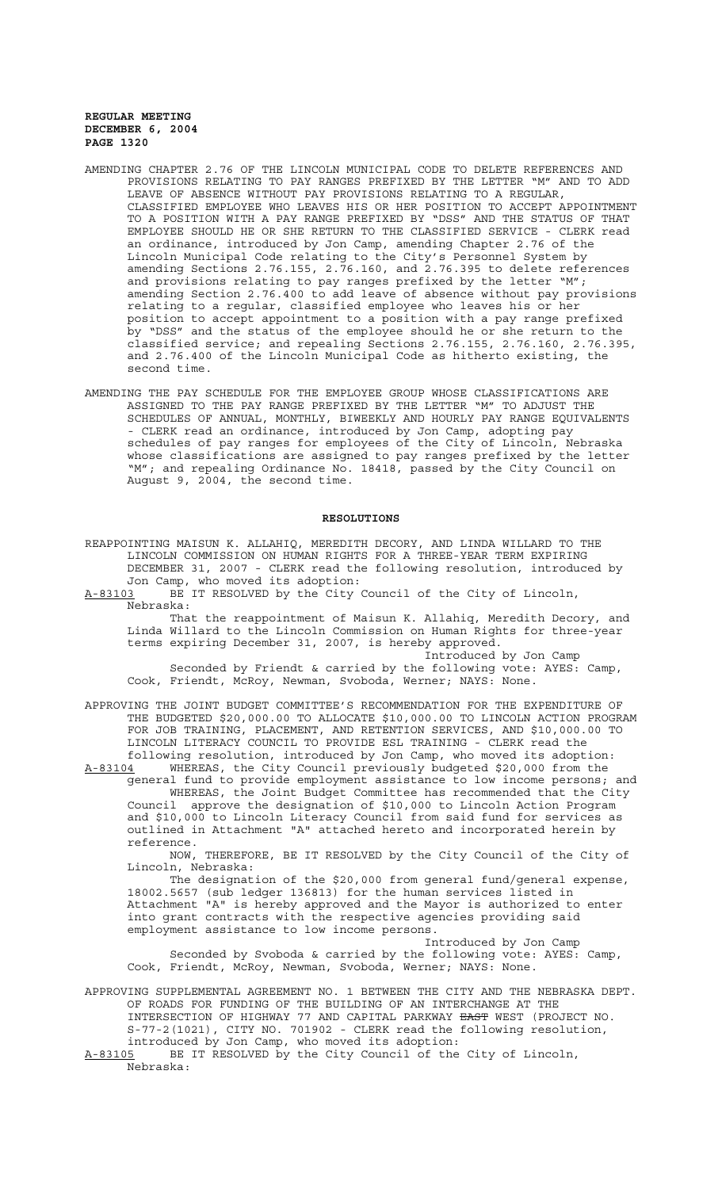AMENDING CHAPTER 2.76 OF THE LINCOLN MUNICIPAL CODE TO DELETE REFERENCES AND PROVISIONS RELATING TO PAY RANGES PREFIXED BY THE LETTER "M" AND TO ADD LEAVE OF ABSENCE WITHOUT PAY PROVISIONS RELATING TO A REGULAR, CLASSIFIED EMPLOYEE WHO LEAVES HIS OR HER POSITION TO ACCEPT APPOINTMENT TO A POSITION WITH A PAY RANGE PREFIXED BY "DSS" AND THE STATUS OF THAT EMPLOYEE SHOULD HE OR SHE RETURN TO THE CLASSIFIED SERVICE - CLERK read an ordinance, introduced by Jon Camp, amending Chapter 2.76 of the Lincoln Municipal Code relating to the City's Personnel System by amending Sections 2.76.155, 2.76.160, and 2.76.395 to delete references and provisions relating to pay ranges prefixed by the letter "M"; amending Section 2.76.400 to add leave of absence without pay provisions relating to a regular, classified employee who leaves his or her position to accept appointment to a position with a pay range prefixed by "DSS" and the status of the employee should he or she return to the classified service; and repealing Sections 2.76.155, 2.76.160, 2.76.395, and 2.76.400 of the Lincoln Municipal Code as hitherto existing, the second time.

AMENDING THE PAY SCHEDULE FOR THE EMPLOYEE GROUP WHOSE CLASSIFICATIONS ARE ASSIGNED TO THE PAY RANGE PREFIXED BY THE LETTER "M" TO ADJUST THE SCHEDULES OF ANNUAL, MONTHLY, BIWEEKLY AND HOURLY PAY RANGE EQUIVALENTS - CLERK read an ordinance, introduced by Jon Camp, adopting pay schedules of pay ranges for employees of the City of Lincoln, Nebraska whose classifications are assigned to pay ranges prefixed by the letter "M"; and repealing Ordinance No. 18418, passed by the City Council on August 9, 2004, the second time.

## RESOLUTIONS

REAPPOINTING MAISUN K. ALLAHIQ, MEREDITH DECORY, AND LINDA WILLARD TO THE LINCOLN COMMISSION ON HUMAN RIGHTS FOR A THREE-YEAR TERM EXPIRING DECEMBER 31, 2007 - CLERK read the following resolution, introduced by Jon Camp, who moved its adoption:

A-83103 BE IT RESOLVED by the City Council of the City of Lincoln, Nebraska:

That the reappointment of Maisun K. Allahiq, Meredith Decory, and Linda Willard to the Lincoln Commission on Human Rights for three-year terms expiring December 31, 2007, is hereby approved.

Introduced by Jon Camp

Seconded by Friendt & carried by the following vote: AYES: Camp, Cook, Friendt, McRoy, Newman, Svoboda, Werner; NAYS: None.

APPROVING THE JOINT BUDGET COMMITTEE'S RECOMMENDATION FOR THE EXPENDITURE OF THE BUDGETED $20,000.00 TO ALLOCATE $10,000.00 TO LINCOLN ACTION PROGRAM FOR JOB TRAINING, PLACEMENT, AND RETENTION SERVICES, AND $10,000.00 TO LINCOLN LITERACY COUNCIL TO PROVIDE ESL TRAINING - CLERK read the following resolution, introduced by Jon Camp, who moved its adoption:

A-83104 WHEREAS, the City Council previously budgeted $20,000 from the general fund to provide employment assistance to low income persons; and

WHEREAS, the Joint Budget Committee has recommended that the City Council approve the designation of $10,000 to Lincoln Action Program and $10,000 to Lincoln Literacy Council from said fund for services as outlined in Attachment "A" attached hereto and incorporated herein by reference.

NOW, THEREFORE, BE IT RESOLVED by the City Council of the City of Lincoln, Nebraska:

The designation of the $20,000 from general fund/general expense, 18002.5657 (sub ledger 136813) for the human services listed in Attachment "A" is hereby approved and the Mayor is authorized to enter into grant contracts with the respective agencies providing said employment assistance to low income persons.

Introduced by Jon Camp

Seconded by Svoboda & carried by the following vote: AYES: Camp, Cook, Friendt, McRoy, Newman, Svoboda, Werner; NAYS: None.

APPROVING SUPPLEMENTAL AGREEMENT NO. 1 BETWEEN THE CITY AND THE NEBRASKA DEPT. OF ROADS FOR FUNDING OF THE BUILDING OF AN INTERCHANGE AT THE INTERSECTION OF HIGHWAY 77 AND CAPITAL PARKWAY ~~EAST~~ WEST (PROJECT NO. S-77-2(1021), CITY NO. 701902 - CLERK read the following resolution, introduced by Jon Camp, who moved its adoption:

A-83105 BE IT RESOLVED by the City Council of the City of Lincoln, Nebraska: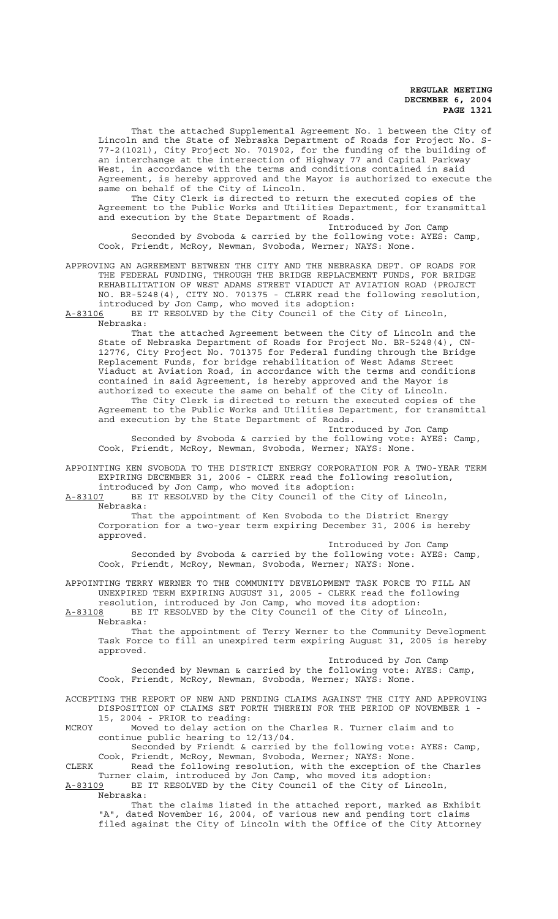That the attached Supplemental Agreement No. 1 between the City of Lincoln and the State of Nebraska Department of Roads for Project No. S-77-2(1021), City Project No. 701902, for the funding of the building of an interchange at the intersection of Highway 77 and Capital Parkway West, in accordance with the terms and conditions contained in said Agreement, is hereby approved and the Mayor is authorized to execute the same on behalf of the City of Lincoln.

The City Clerk is directed to return the executed copies of the Agreement to the Public Works and Utilities Department, for transmittal and execution by the State Department of Roads.

Introduced by Jon Camp

Seconded by Svoboda & carried by the following vote: AYES: Camp, Cook, Friendt, McRoy, Newman, Svoboda, Werner; NAYS: None.

APPROVING AN AGREEMENT BETWEEN THE CITY AND THE NEBRASKA DEPT. OF ROADS FOR THE FEDERAL FUNDING, THROUGH THE BRIDGE REPLACEMENT FUNDS, FOR BRIDGE REHABILITATION OF WEST ADAMS STREET VIADUCT AT AVIATION ROAD (PROJECT NO. BR-5248(4), CITY NO. 701375 - CLERK read the following resolution, introduced by Jon Camp, who moved its adoption:

A-83106 BE IT RESOLVED by the City Council of the City of Lincoln, Nebraska:

That the attached Agreement between the City of Lincoln and the State of Nebraska Department of Roads for Project No. BR-5248(4), CN-12776, City Project No. 701375 for Federal funding through the Bridge Replacement Funds, for bridge rehabilitation of West Adams Street Viaduct at Aviation Road, in accordance with the terms and conditions contained in said Agreement, is hereby approved and the Mayor is authorized to execute the same on behalf of the City of Lincoln.

The City Clerk is directed to return the executed copies of the Agreement to the Public Works and Utilities Department, for transmittal and execution by the State Department of Roads.

Introduced by Jon Camp

Seconded by Svoboda & carried by the following vote: AYES: Camp, Cook, Friendt, McRoy, Newman, Svoboda, Werner; NAYS: None.

APPOINTING KEN SVOBODA TO THE DISTRICT ENERGY CORPORATION FOR A TWO-YEAR TERM EXPIRING DECEMBER 31, 2006 - CLERK read the following resolution, introduced by Jon Camp, who moved its adoption:

A-83107 BE IT RESOLVED by the City Council of the City of Lincoln, Nebraska:

That the appointment of Ken Svoboda to the District Energy Corporation for a two-year term expiring December 31, 2006 is hereby approved.

Introduced by Jon Camp

Seconded by Svoboda & carried by the following vote: AYES: Camp, Cook, Friendt, McRoy, Newman, Svoboda, Werner; NAYS: None.

APPOINTING TERRY WERNER TO THE COMMUNITY DEVELOPMENT TASK FORCE TO FILL AN UNEXPIRED TERM EXPIRING AUGUST 31, 2005 - CLERK read the following resolution, introduced by Jon Camp, who moved its adoption:

A-83108 BE IT RESOLVED by the City Council of the City of Lincoln, Nebraska:

That the appointment of Terry Werner to the Community Development Task Force to fill an unexpired term expiring August 31, 2005 is hereby approved.

Introduced by Jon Camp

Seconded by Newman & carried by the following vote: AYES: Camp, Cook, Friendt, McRoy, Newman, Svoboda, Werner; NAYS: None.

ACCEPTING THE REPORT OF NEW AND PENDING CLAIMS AGAINST THE CITY AND APPROVING DISPOSITION OF CLAIMS SET FORTH THEREIN FOR THE PERIOD OF NOVEMBER 1 - 15, 2004 - PRIOR to reading:

MCROY Moved to delay action on the Charles R. Turner claim and to continue public hearing to 12/13/04.

Seconded by Friendt & carried by the following vote: AYES: Camp, Cook, Friendt, McRoy, Newman, Svoboda, Werner; NAYS: None.

CLERK Read the following resolution, with the exception of the Charles Turner claim, introduced by Jon Camp, who moved its adoption:

A-83109 BE IT RESOLVED by the City Council of the City of Lincoln, Nebraska:

That the claims listed in the attached report, marked as Exhibit "A", dated November 16, 2004, of various new and pending tort claims filed against the City of Lincoln with the Office of the City Attorney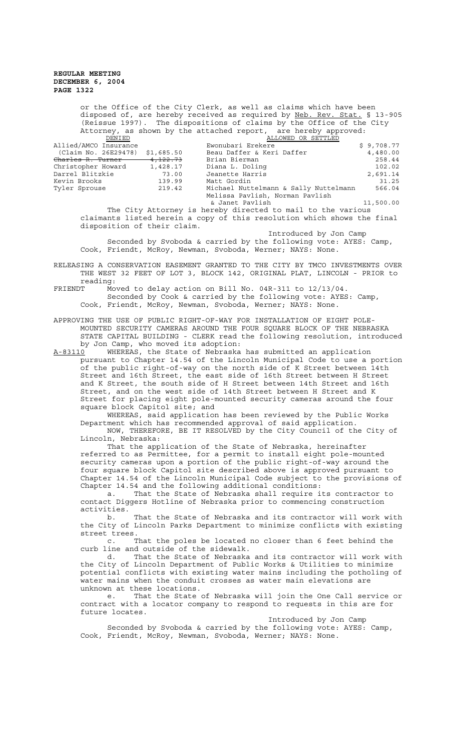or the Office of the City Clerk, as well as claims which have been disposed of, are hereby received as required by Neb. Rev. Stat. § 13-905 (Reissue 1997). The dispositions of claims by the Office of the City Attorney, as shown by the attached report, are hereby approved:

| DENIED | | ALLOWED OR SETTLED | |
|---|---|---|---|
| Allied/AMCO Insurance (Claim No. 26E29478) | $1,685.50 | Ewonubari Erekere | $ 9,708.77 |
| ~~Charles R. Turner~~ | ~~4,122.73~~ | Beau Daffer & Keri Daffer | 4,480.00 |
| Christopher Howard | 1,428.17 | Brian Bierman | 258.44 |
| Darrel Blitzkie | 73.00 | Diana L. Doling | 102.02 |
| Kevin Brooks | 139.99 | Jeanette Harris | 2,691.14 |
| Tyler Sprouse | 219.42 | Matt Gordin | 31.25 |
| | | Michael Nuttelmann & Sally Nuttelmann | 566.04 |
| | | Melissa Pavlish, Norman Pavlish & Janet Pavlish | 11,500.00 |

The City Attorney is hereby directed to mail to the various claimants listed herein a copy of this resolution which shows the final disposition of their claim.

Introduced by Jon Camp

Seconded by Svoboda & carried by the following vote: AYES: Camp, Cook, Friendt, McRoy, Newman, Svoboda, Werner; NAYS: None.

RELEASING A CONSERVATION EASEMENT GRANTED TO THE CITY BY TMCO INVESTMENTS OVER THE WEST 32 FEET OF LOT 3, BLOCK 142, ORIGINAL PLAT, LINCOLN - PRIOR to reading:

FRIENDT Moved to delay action on Bill No. 04R-311 to 12/13/04.

Seconded by Cook & carried by the following vote: AYES: Camp, Cook, Friendt, McRoy, Newman, Svoboda, Werner; NAYS: None.

APPROVING THE USE OF PUBLIC RIGHT-OF-WAY FOR INSTALLATION OF EIGHT POLE-MOUNTED SECURITY CAMERAS AROUND THE FOUR SQUARE BLOCK OF THE NEBRASKA STATE CAPITAL BUILDING - CLERK read the following resolution, introduced by Jon Camp, who moved its adoption:

A-83110 WHEREAS, the State of Nebraska has submitted an application pursuant to Chapter 14.54 of the Lincoln Municipal Code to use a portion of the public right-of-way on the north side of K Street between 14th Street and 16th Street, the east side of 16th Street between H Street and K Street, the south side of H Street between 14th Street and 16th Street, and on the west side of 14th Street between H Street and K Street for placing eight pole-mounted security cameras around the four square block Capitol site; and

WHEREAS, said application has been reviewed by the Public Works Department which has recommended approval of said application.

NOW, THEREFORE, BE IT RESOLVED by the City Council of the City of Lincoln, Nebraska:

That the application of the State of Nebraska, hereinafter referred to as Permittee, for a permit to install eight pole-mounted security cameras upon a portion of the public right-of-way around the four square block Capitol site described above is approved pursuant to Chapter 14.54 of the Lincoln Municipal Code subject to the provisions of Chapter 14.54 and the following additional conditions:

a. That the State of Nebraska shall require its contractor to contact Diggers Hotline of Nebraska prior to commencing construction activities.

b. That the State of Nebraska and its contractor will work with the City of Lincoln Parks Department to minimize conflicts with existing street trees.

c. That the poles be located no closer than 6 feet behind the curb line and outside of the sidewalk.

d. That the State of Nebraska and its contractor will work with the City of Lincoln Department of Public Works & Utilities to minimize potential conflicts with existing water mains including the potholing of water mains when the conduit crosses as water main elevations are unknown at these locations.

e. That the State of Nebraska will join the One Call service or contract with a locator company to respond to requests in this are for future locates.

Introduced by Jon Camp

Seconded by Svoboda & carried by the following vote: AYES: Camp, Cook, Friendt, McRoy, Newman, Svoboda, Werner; NAYS: None.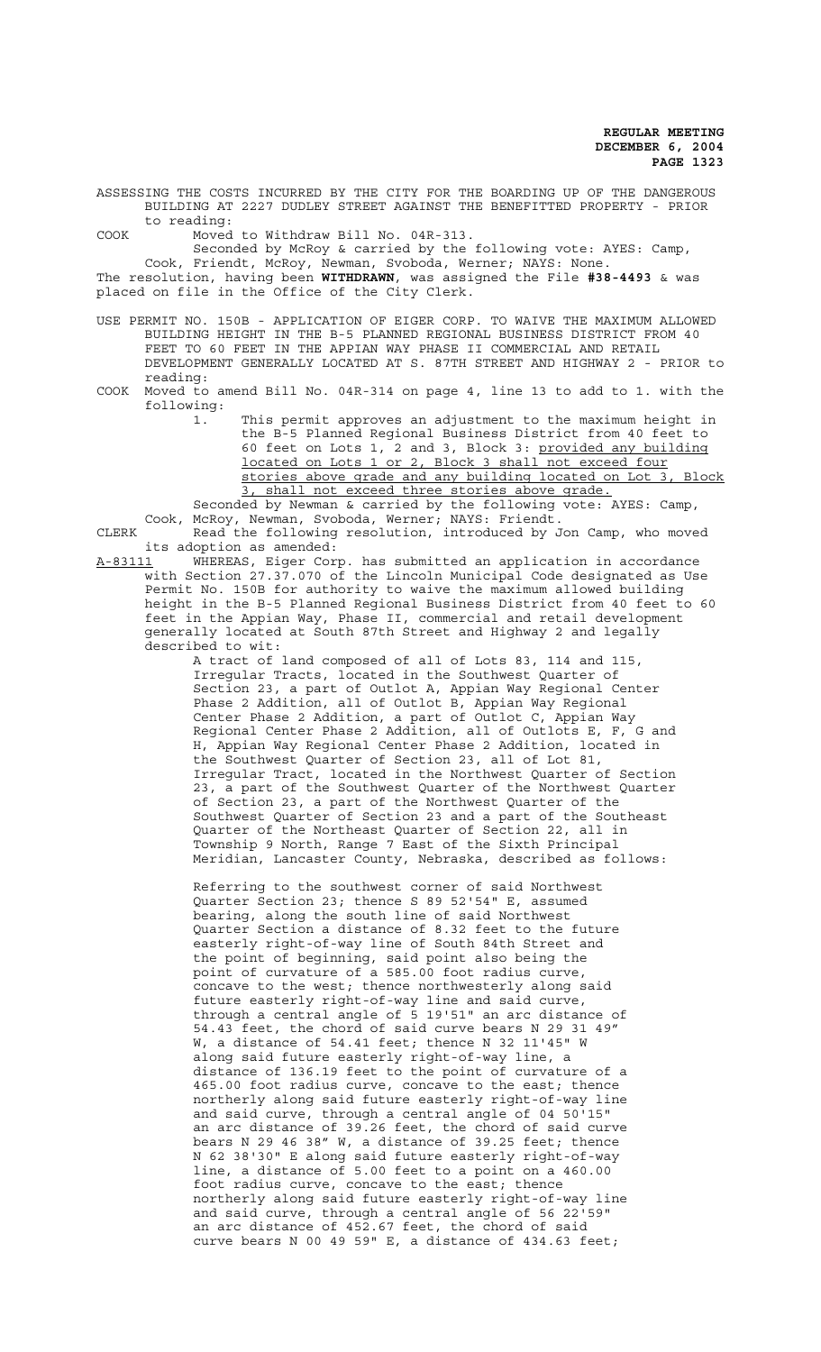ASSESSING THE COSTS INCURRED BY THE CITY FOR THE BOARDING UP OF THE DANGEROUS BUILDING AT 2227 DUDLEY STREET AGAINST THE BENEFITTED PROPERTY - PRIOR to reading:

COOK Moved to Withdraw Bill No. 04R-313.

Seconded by McRoy & carried by the following vote: AYES: Camp, Cook, Friendt, McRoy, Newman, Svoboda, Werner; NAYS: None.

The resolution, having been **WITHDRAWN**, was assigned the File **#38-4493** & was placed on file in the Office of the City Clerk.

USE PERMIT NO. 150B - APPLICATION OF EIGER CORP. TO WAIVE THE MAXIMUM ALLOWED BUILDING HEIGHT IN THE B-5 PLANNED REGIONAL BUSINESS DISTRICT FROM 40 FEET TO 60 FEET IN THE APPIAN WAY PHASE II COMMERCIAL AND RETAIL DEVELOPMENT GENERALLY LOCATED AT S. 87TH STREET AND HIGHWAY 2 - PRIOR to reading:

COOK Moved to amend Bill No. 04R-314 on page 4, line 13 to add to 1. with the following:

1. This permit approves an adjustment to the maximum height in the B-5 Planned Regional Business District from 40 feet to 60 feet on Lots 1, 2 and 3, Block 3: provided any building located on Lots 1 or 2, Block 3 shall not exceed four stories above grade and any building located on Lot 3, Block 3, shall not exceed three stories above grade.

Seconded by Newman & carried by the following vote: AYES: Camp, Cook, McRoy, Newman, Svoboda, Werner; NAYS: Friendt.

CLERK Read the following resolution, introduced by Jon Camp, who moved its adoption as amended:

A-83111 WHEREAS, Eiger Corp. has submitted an application in accordance with Section 27.37.070 of the Lincoln Municipal Code designated as Use Permit No. 150B for authority to waive the maximum allowed building height in the B-5 Planned Regional Business District from 40 feet to 60 feet in the Appian Way, Phase II, commercial and retail development generally located at South 87th Street and Highway 2 and legally described to wit:

A tract of land composed of all of Lots 83, 114 and 115, Irregular Tracts, located in the Southwest Quarter of Section 23, a part of Outlot A, Appian Way Regional Center Phase 2 Addition, all of Outlot B, Appian Way Regional Center Phase 2 Addition, a part of Outlot C, Appian Way Regional Center Phase 2 Addition, all of Outlots E, F, G and H, Appian Way Regional Center Phase 2 Addition, located in the Southwest Quarter of Section 23, all of Lot 81, Irregular Tract, located in the Northwest Quarter of Section 23, a part of the Southwest Quarter of the Northwest Quarter of Section 23, a part of the Northwest Quarter of the Southwest Quarter of Section 23 and a part of the Southeast Quarter of the Northeast Quarter of Section 22, all in Township 9 North, Range 7 East of the Sixth Principal Meridian, Lancaster County, Nebraska, described as follows:

Referring to the southwest corner of said Northwest Quarter Section 23; thence S 89 52'54" E, assumed bearing, along the south line of said Northwest Quarter Section a distance of 8.32 feet to the future easterly right-of-way line of South 84th Street and the point of beginning, said point also being the point of curvature of a 585.00 foot radius curve, concave to the west; thence northwesterly along said future easterly right-of-way line and said curve, through a central angle of 5 19'51" an arc distance of 54.43 feet, the chord of said curve bears N 29 31 49" W, a distance of 54.41 feet; thence N 32 11'45" W along said future easterly right-of-way line, a distance of 136.19 feet to the point of curvature of a 465.00 foot radius curve, concave to the east; thence northerly along said future easterly right-of-way line and said curve, through a central angle of 04 50'15" an arc distance of 39.26 feet, the chord of said curve bears N 29 46 38" W, a distance of 39.25 feet; thence N 62 38'30" E along said future easterly right-of-way line, a distance of 5.00 feet to a point on a 460.00 foot radius curve, concave to the east; thence northerly along said future easterly right-of-way line and said curve, through a central angle of 56 22'59" an arc distance of 452.67 feet, the chord of said curve bears N 00 49 59" E, a distance of 434.63 feet;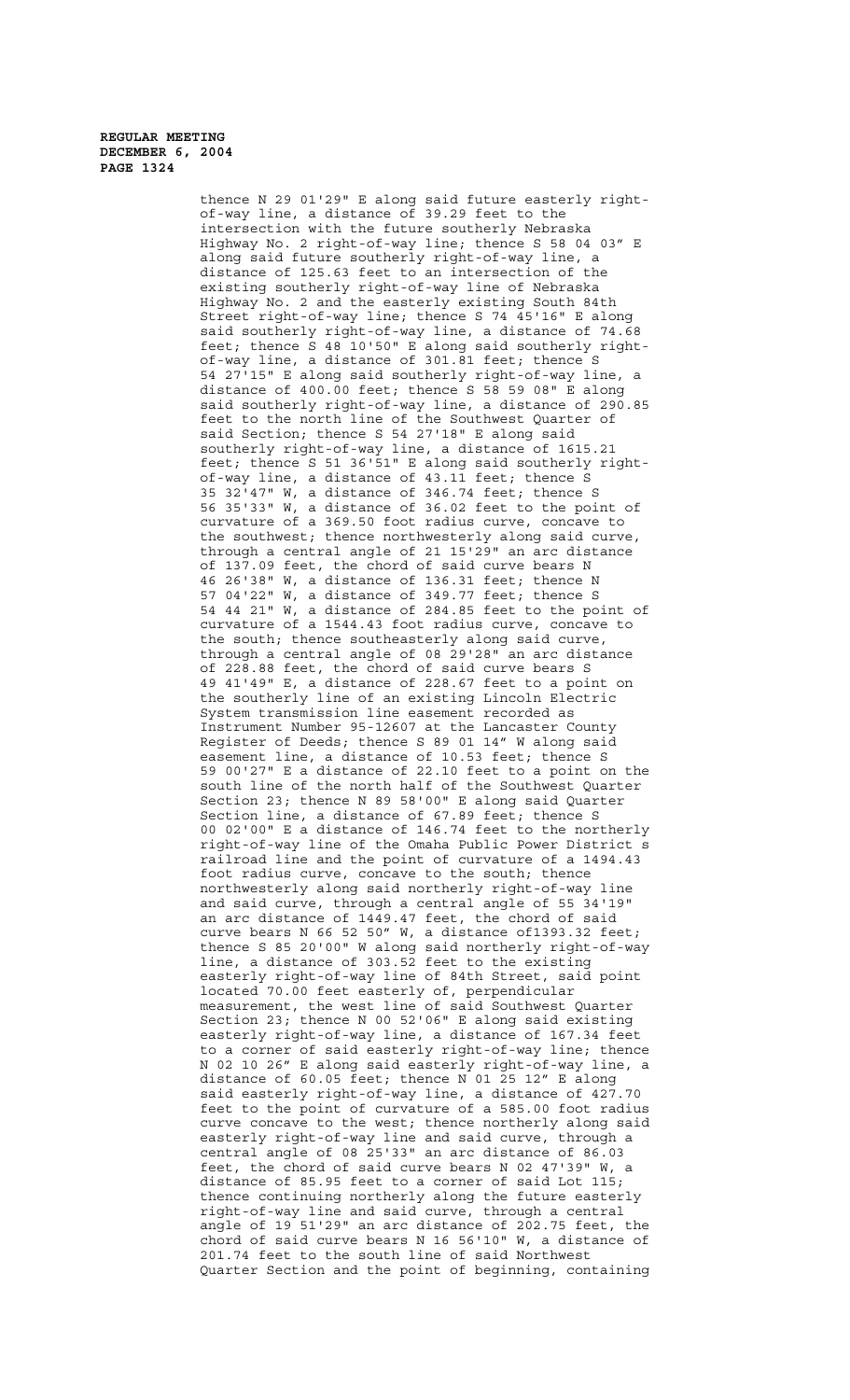thence N 29 01'29" E along said future easterly right-of-way line, a distance of 39.29 feet to the intersection with the future southerly Nebraska Highway No. 2 right-of-way line; thence S 58 04 03" E along said future southerly right-of-way line, a distance of 125.63 feet to an intersection of the existing southerly right-of-way line of Nebraska Highway No. 2 and the easterly existing South 84th Street right-of-way line; thence S 74 45'16" E along said southerly right-of-way line, a distance of 74.68 feet; thence S 48 10'50" E along said southerly right-of-way line, a distance of 301.81 feet; thence S 54 27'15" E along said southerly right-of-way line, a distance of 400.00 feet; thence S 58 59 08" E along said southerly right-of-way line, a distance of 290.85 feet to the north line of the Southwest Quarter of said Section; thence S 54 27'18" E along said southerly right-of-way line, a distance of 1615.21 feet; thence S 51 36'51" E along said southerly right-of-way line, a distance of 43.11 feet; thence S 35 32'47" W, a distance of 346.74 feet; thence S 56 35'33" W, a distance of 36.02 feet to the point of curvature of a 369.50 foot radius curve, concave to the southwest; thence northwesterly along said curve, through a central angle of 21 15'29" an arc distance of 137.09 feet, the chord of said curve bears N 46 26'38" W, a distance of 136.31 feet; thence N 57 04'22" W, a distance of 349.77 feet; thence S 54 44 21" W, a distance of 284.85 feet to the point of curvature of a 1544.43 foot radius curve, concave to the south; thence southeasterly along said curve, through a central angle of 08 29'28" an arc distance of 228.88 feet, the chord of said curve bears S 49 41'49" E, a distance of 228.67 feet to a point on the southerly line of an existing Lincoln Electric System transmission line easement recorded as Instrument Number 95-12607 at the Lancaster County Register of Deeds; thence S 89 01 14" W along said easement line, a distance of 10.53 feet; thence S 59 00'27" E a distance of 22.10 feet to a point on the south line of the north half of the Southwest Quarter Section 23; thence N 89 58'00" E along said Quarter Section line, a distance of 67.89 feet; thence S 00 02'00" E a distance of 146.74 feet to the northerly right-of-way line of the Omaha Public Power District s railroad line and the point of curvature of a 1494.43 foot radius curve, concave to the south; thence northwesterly along said northerly right-of-way line and said curve, through a central angle of 55 34'19" an arc distance of 1449.47 feet, the chord of said curve bears N 66 52 50" W, a distance of1393.32 feet; thence S 85 20'00" W along said northerly right-of-way line, a distance of 303.52 feet to the existing easterly right-of-way line of 84th Street, said point located 70.00 feet easterly of, perpendicular measurement, the west line of said Southwest Quarter Section 23; thence N 00 52'06" E along said existing easterly right-of-way line, a distance of 167.34 feet to a corner of said easterly right-of-way line; thence N 02 10 26" E along said easterly right-of-way line, a distance of 60.05 feet; thence N 01 25 12" E along said easterly right-of-way line, a distance of 427.70 feet to the point of curvature of a 585.00 foot radius curve concave to the west; thence northerly along said easterly right-of-way line and said curve, through a central angle of 08 25'33" an arc distance of 86.03 feet, the chord of said curve bears N 02 47'39" W, a distance of 85.95 feet to a corner of said Lot 115; thence continuing northerly along the future easterly right-of-way line and said curve, through a central angle of 19 51'29" an arc distance of 202.75 feet, the chord of said curve bears N 16 56'10" W, a distance of 201.74 feet to the south line of said Northwest Quarter Section and the point of beginning, containing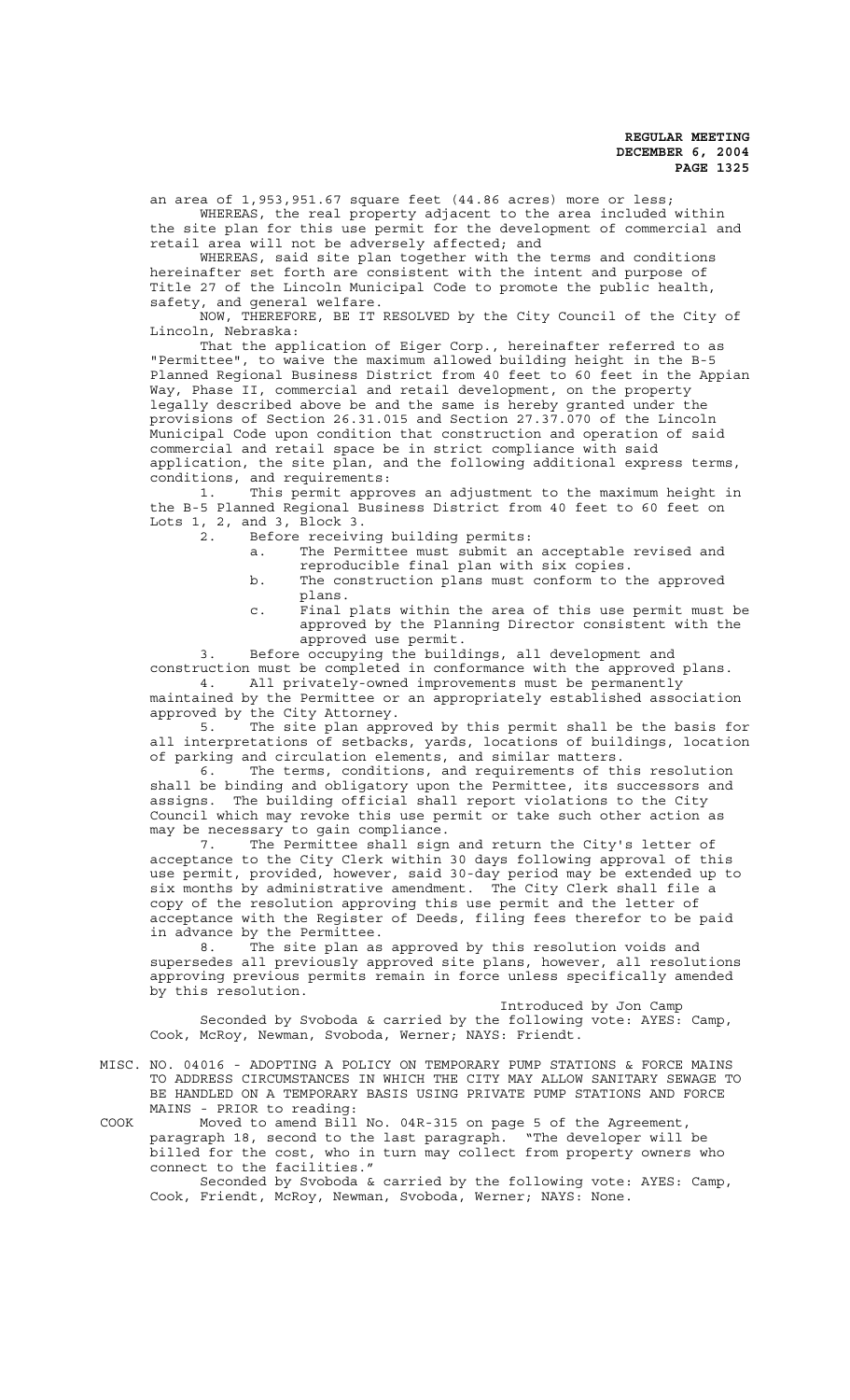an area of 1,953,951.67 square feet (44.86 acres) more or less;

WHEREAS, the real property adjacent to the area included within the site plan for this use permit for the development of commercial and retail area will not be adversely affected; and

WHEREAS, said site plan together with the terms and conditions hereinafter set forth are consistent with the intent and purpose of Title 27 of the Lincoln Municipal Code to promote the public health, safety, and general welfare.

NOW, THEREFORE, BE IT RESOLVED by the City Council of the City of Lincoln, Nebraska:

That the application of Eiger Corp., hereinafter referred to as "Permittee", to waive the maximum allowed building height in the B-5 Planned Regional Business District from 40 feet to 60 feet in the Appian Way, Phase II, commercial and retail development, on the property legally described above be and the same is hereby granted under the provisions of Section 26.31.015 and Section 27.37.070 of the Lincoln Municipal Code upon condition that construction and operation of said commercial and retail space be in strict compliance with said application, the site plan, and the following additional express terms, conditions, and requirements:

1. This permit approves an adjustment to the maximum height in the B-5 Planned Regional Business District from 40 feet to 60 feet on Lots 1, 2, and 3, Block 3.

2. Before receiving building permits:

   a. The Permittee must submit an acceptable revised and reproducible final plan with six copies.

   b. The construction plans must conform to the approved plans.

   c. Final plats within the area of this use permit must be approved by the Planning Director consistent with the approved use permit.

3. Before occupying the buildings, all development and construction must be completed in conformance with the approved plans.

4. All privately-owned improvements must be permanently maintained by the Permittee or an appropriately established association approved by the City Attorney.

5. The site plan approved by this permit shall be the basis for all interpretations of setbacks, yards, locations of buildings, location of parking and circulation elements, and similar matters.

6. The terms, conditions, and requirements of this resolution shall be binding and obligatory upon the Permittee, its successors and assigns. The building official shall report violations to the City Council which may revoke this use permit or take such other action as may be necessary to gain compliance.

7. The Permittee shall sign and return the City's letter of acceptance to the City Clerk within 30 days following approval of this use permit, provided, however, said 30-day period may be extended up to six months by administrative amendment. The City Clerk shall file a copy of the resolution approving this use permit and the letter of acceptance with the Register of Deeds, filing fees therefor to be paid in advance by the Permittee.

8. The site plan as approved by this resolution voids and supersedes all previously approved site plans, however, all resolutions approving previous permits remain in force unless specifically amended by this resolution.

Introduced by Jon Camp

Seconded by Svoboda & carried by the following vote: AYES: Camp, Cook, McRoy, Newman, Svoboda, Werner; NAYS: Friendt.

MISC. NO. 04016 - ADOPTING A POLICY ON TEMPORARY PUMP STATIONS & FORCE MAINS TO ADDRESS CIRCUMSTANCES IN WHICH THE CITY MAY ALLOW SANITARY SEWAGE TO BE HANDLED ON A TEMPORARY BASIS USING PRIVATE PUMP STATIONS AND FORCE MAINS - PRIOR to reading:

COOK Moved to amend Bill No. 04R-315 on page 5 of the Agreement, paragraph 18, second to the last paragraph. "The developer will be billed for the cost, who in turn may collect from property owners who connect to the facilities."

Seconded by Svoboda & carried by the following vote: AYES: Camp, Cook, Friendt, McRoy, Newman, Svoboda, Werner; NAYS: None.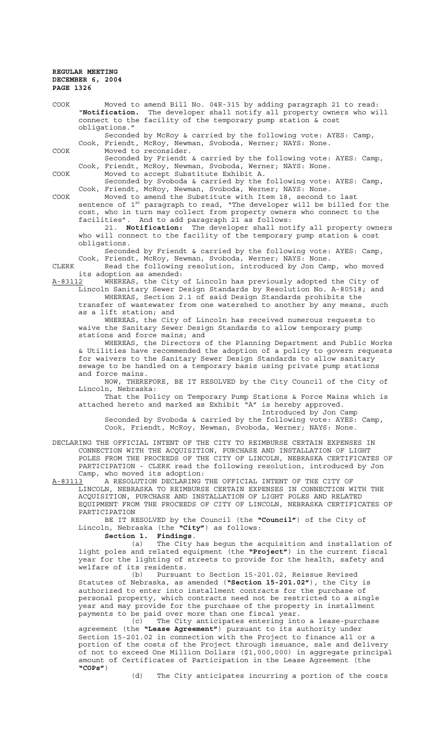COOK Moved to amend Bill No. 04R-315 by adding paragraph 21 to read: "**Notification.** The developer shall notify all property owners who will connect to the facility of the temporary pump station & cost obligations."

Seconded by McRoy & carried by the following vote: AYES: Camp, Cook, Friendt, McRoy, Newman, Svoboda, Werner; NAYS: None.

COOK Moved to reconsider.

Seconded by Friendt & carried by the following vote: AYES: Camp, Cook, Friendt, McRoy, Newman, Svoboda, Werner; NAYS: None.

COOK Moved to accept Substitute Exhibit A.

Seconded by Svoboda & carried by the following vote: AYES: Camp, Cook, Friendt, McRoy, Newman, Svoboda, Werner; NAYS: None.

COOK Moved to amend the Substitute with Item 18, second to last sentence of 1st paragraph to read, "The developer will be billed for the cost, who in turn may collect from property owners who connect to the facilities". And to add paragraph 21 as follows:

21. **Notification:** The developer shall notify all property owners who will connect to the facility of the temporary pump station & cost obligations.

Seconded by Friendt & carried by the following vote: AYES: Camp, Cook, Friendt, McRoy, Newman, Svoboda, Werner; NAYS: None.

CLERK Read the following resolution, introduced by Jon Camp, who moved its adoption as amended:

A-83112 WHEREAS, the City of Lincoln has previously adopted the City of Lincoln Sanitary Sewer Design Standards by Resolution No. A-80518; and

WHEREAS, Section 2.1 of said Design Standards prohibits the transfer of wastewater from one watershed to another by any means, such as a lift station; and

WHEREAS, the City of Lincoln has received numerous requests to waive the Sanitary Sewer Design Standards to allow temporary pump stations and force mains; and

WHEREAS, the Directors of the Planning Department and Public Works & Utilities have recommended the adoption of a policy to govern requests for waivers to the Sanitary Sewer Design Standards to allow sanitary sewage to be handled on a temporary basis using private pump stations and force mains.

NOW, THEREFORE, BE IT RESOLVED by the City Council of the City of Lincoln, Nebraska:

That the Policy on Temporary Pump Stations & Force Mains which is attached hereto and marked as Exhibit "A" is hereby approved.

Introduced by Jon Camp

Seconded by Svoboda & carried by the following vote: AYES: Camp, Cook, Friendt, McRoy, Newman, Svoboda, Werner; NAYS: None.

DECLARING THE OFFICIAL INTENT OF THE CITY TO REIMBURSE CERTAIN EXPENSES IN CONNECTION WITH THE ACQUISITION, PURCHASE AND INSTALLATION OF LIGHT POLES FROM THE PROCEEDS OF THE CITY OF LINCOLN, NEBRASKA CERTIFICATES OF PARTICIPATION - CLERK read the following resolution, introduced by Jon Camp, who moved its adoption:

A-83113 A RESOLUTION DECLARING THE OFFICIAL INTENT OF THE CITY OF LINCOLN, NEBRASKA TO REIMBURSE CERTAIN EXPENSES IN CONNECTION WITH THE ACQUISITION, PURCHASE AND INSTALLATION OF LIGHT POLES AND RELATED EQUIPMENT FROM THE PROCEEDS OF CITY OF LINCOLN, NEBRASKA CERTIFICATES OF PARTICIPATION

BE IT RESOLVED by the Council (the **"Council"**) of the City of Lincoln, Nebraska (the **"City"**) as follows:

**Section 1. Findings**.

(a) The City has begun the acquisition and installation of light poles and related equipment (the **"Project"**) in the current fiscal year for the lighting of streets to provide for the health, safety and welfare of its residents.

(b) Pursuant to Section 15-201.02, Reissue Revised Statutes of Nebraska, as amended (**"Section 15-201.02"**), the City is authorized to enter into installment contracts for the purchase of personal property, which contracts need not be restricted to a single year and may provide for the purchase of the property in installment payments to be paid over more than one fiscal year.

(c) The City anticipates entering into a lease-purchase agreement (the **"Lease Agreement"**) pursuant to its authority under Section 15-201.02 in connection with the Project to finance all or a portion of the costs of the Project through issuance, sale and delivery of not to exceed One Million Dollars ($1,000,000) in aggregate principal amount of Certificates of Participation in the Lease Agreement (the **"COPs"**)

(d) The City anticipates incurring a portion of the costs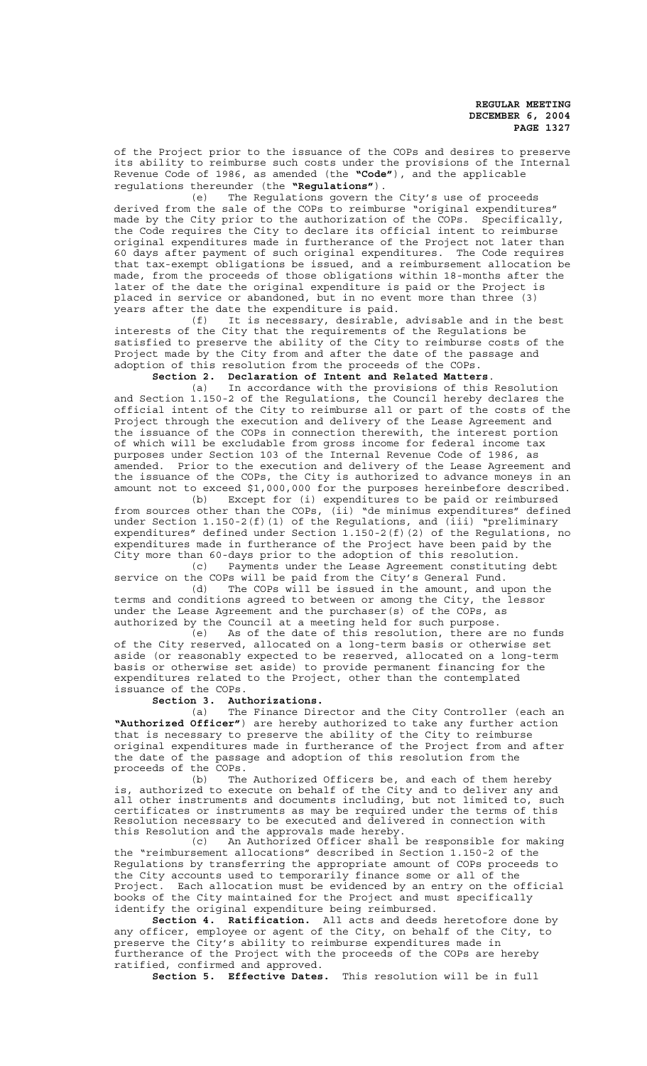of the Project prior to the issuance of the COPs and desires to preserve its ability to reimburse such costs under the provisions of the Internal Revenue Code of 1986, as amended (the **"Code"**), and the applicable regulations thereunder (the **"Regulations"**).

(e) The Regulations govern the City's use of proceeds derived from the sale of the COPs to reimburse "original expenditures" made by the City prior to the authorization of the COPs. Specifically, the Code requires the City to declare its official intent to reimburse original expenditures made in furtherance of the Project not later than 60 days after payment of such original expenditures. The Code requires that tax-exempt obligations be issued, and a reimbursement allocation be made, from the proceeds of those obligations within 18-months after the later of the date the original expenditure is paid or the Project is placed in service or abandoned, but in no event more than three (3) years after the date the expenditure is paid.

(f) It is necessary, desirable, advisable and in the best interests of the City that the requirements of the Regulations be satisfied to preserve the ability of the City to reimburse costs of the Project made by the City from and after the date of the passage and adoption of this resolution from the proceeds of the COPs.

**Section 2. Declaration of Intent and Related Matters.**

(a) In accordance with the provisions of this Resolution and Section 1.150-2 of the Regulations, the Council hereby declares the official intent of the City to reimburse all or part of the costs of the Project through the execution and delivery of the Lease Agreement and the issuance of the COPs in connection therewith, the interest portion of which will be excludable from gross income for federal income tax purposes under Section 103 of the Internal Revenue Code of 1986, as amended. Prior to the execution and delivery of the Lease Agreement and the issuance of the COPs, the City is authorized to advance moneys in an amount not to exceed $1,000,000 for the purposes hereinbefore described.

(b) Except for (i) expenditures to be paid or reimbursed from sources other than the COPs, (ii) "de minimus expenditures" defined under Section 1.150-2(f)(1) of the Regulations, and (iii) "preliminary expenditures" defined under Section 1.150-2(f)(2) of the Regulations, no expenditures made in furtherance of the Project have been paid by the City more than 60-days prior to the adoption of this resolution.

(c) Payments under the Lease Agreement constituting debt service on the COPs will be paid from the City's General Fund.

(d) The COPs will be issued in the amount, and upon the terms and conditions agreed to between or among the City, the lessor under the Lease Agreement and the purchaser(s) of the COPs, as authorized by the Council at a meeting held for such purpose.

(e) As of the date of this resolution, there are no funds of the City reserved, allocated on a long-term basis or otherwise set aside (or reasonably expected to be reserved, allocated on a long-term basis or otherwise set aside) to provide permanent financing for the expenditures related to the Project, other than the contemplated issuance of the COPs.

**Section 3. Authorizations.**

(a) The Finance Director and the City Controller (each an **"Authorized Officer"**) are hereby authorized to take any further action that is necessary to preserve the ability of the City to reimburse original expenditures made in furtherance of the Project from and after the date of the passage and adoption of this resolution from the proceeds of the COPs.

(b) The Authorized Officers be, and each of them hereby is, authorized to execute on behalf of the City and to deliver any and all other instruments and documents including, but not limited to, such certificates or instruments as may be required under the terms of this Resolution necessary to be executed and delivered in connection with this Resolution and the approvals made hereby.

(c) An Authorized Officer shall be responsible for making the "reimbursement allocations" described in Section 1.150-2 of the Regulations by transferring the appropriate amount of COPs proceeds to the City accounts used to temporarily finance some or all of the Project. Each allocation must be evidenced by an entry on the official books of the City maintained for the Project and must specifically identify the original expenditure being reimbursed.

**Section 4. Ratification.** All acts and deeds heretofore done by any officer, employee or agent of the City, on behalf of the City, to preserve the City's ability to reimburse expenditures made in furtherance of the Project with the proceeds of the COPs are hereby ratified, confirmed and approved.

**Section 5. Effective Dates.** This resolution will be in full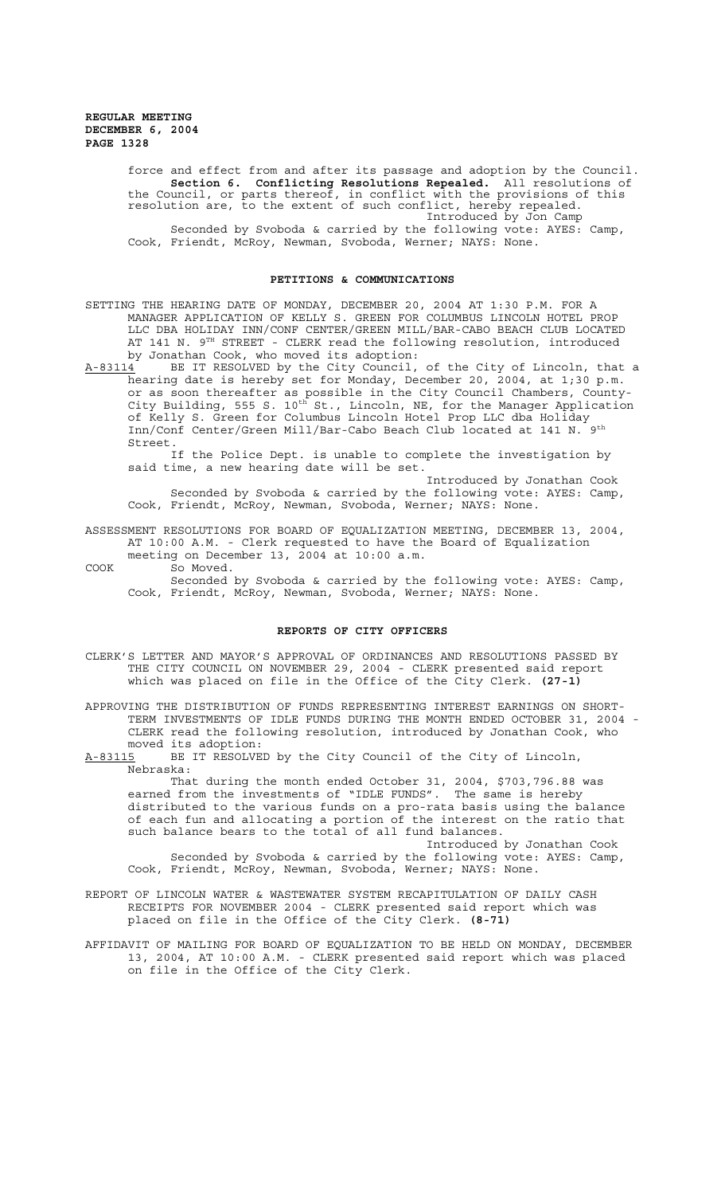force and effect from and after its passage and adoption by the Council.

**Section 6. Conflicting Resolutions Repealed.** All resolutions of the Council, or parts thereof, in conflict with the provisions of this resolution are, to the extent of such conflict, hereby repealed.

Introduced by Jon Camp

Seconded by Svoboda & carried by the following vote: AYES: Camp, Cook, Friendt, McRoy, Newman, Svoboda, Werner; NAYS: None.

## PETITIONS & COMMUNICATIONS

SETTING THE HEARING DATE OF MONDAY, DECEMBER 20, 2004 AT 1:30 P.M. FOR A MANAGER APPLICATION OF KELLY S. GREEN FOR COLUMBUS LINCOLN HOTEL PROP LLC DBA HOLIDAY INN/CONF CENTER/GREEN MILL/BAR-CABO BEACH CLUB LOCATED AT 141 N. 9TH STREET - CLERK read the following resolution, introduced by Jonathan Cook, who moved its adoption:

A-83114 BE IT RESOLVED by the City Council, of the City of Lincoln, that a hearing date is hereby set for Monday, December 20, 2004, at 1;30 p.m. or as soon thereafter as possible in the City Council Chambers, County-City Building, 555 S. 10th St., Lincoln, NE, for the Manager Application of Kelly S. Green for Columbus Lincoln Hotel Prop LLC dba Holiday Inn/Conf Center/Green Mill/Bar-Cabo Beach Club located at 141 N. 9th Street.

If the Police Dept. is unable to complete the investigation by said time, a new hearing date will be set.

Introduced by Jonathan Cook

Seconded by Svoboda & carried by the following vote: AYES: Camp, Cook, Friendt, McRoy, Newman, Svoboda, Werner; NAYS: None.

ASSESSMENT RESOLUTIONS FOR BOARD OF EQUALIZATION MEETING, DECEMBER 13, 2004, AT 10:00 A.M. - Clerk requested to have the Board of Equalization meeting on December 13, 2004 at 10:00 a.m.

COOK So Moved.

Seconded by Svoboda & carried by the following vote: AYES: Camp, Cook, Friendt, McRoy, Newman, Svoboda, Werner; NAYS: None.

## REPORTS OF CITY OFFICERS

CLERK'S LETTER AND MAYOR'S APPROVAL OF ORDINANCES AND RESOLUTIONS PASSED BY THE CITY COUNCIL ON NOVEMBER 29, 2004 - CLERK presented said report which was placed on file in the Office of the City Clerk. **(27-1)**

APPROVING THE DISTRIBUTION OF FUNDS REPRESENTING INTEREST EARNINGS ON SHORT-TERM INVESTMENTS OF IDLE FUNDS DURING THE MONTH ENDED OCTOBER 31, 2004 - CLERK read the following resolution, introduced by Jonathan Cook, who moved its adoption:

A-83115 BE IT RESOLVED by the City Council of the City of Lincoln, Nebraska:

That during the month ended October 31, 2004, $703,796.88 was earned from the investments of "IDLE FUNDS". The same is hereby distributed to the various funds on a pro-rata basis using the balance of each fun and allocating a portion of the interest on the ratio that such balance bears to the total of all fund balances.

Introduced by Jonathan Cook

Seconded by Svoboda & carried by the following vote: AYES: Camp, Cook, Friendt, McRoy, Newman, Svoboda, Werner; NAYS: None.

REPORT OF LINCOLN WATER & WASTEWATER SYSTEM RECAPITULATION OF DAILY CASH RECEIPTS FOR NOVEMBER 2004 - CLERK presented said report which was placed on file in the Office of the City Clerk. **(8-71)**

AFFIDAVIT OF MAILING FOR BOARD OF EQUALIZATION TO BE HELD ON MONDAY, DECEMBER 13, 2004, AT 10:00 A.M. - CLERK presented said report which was placed on file in the Office of the City Clerk.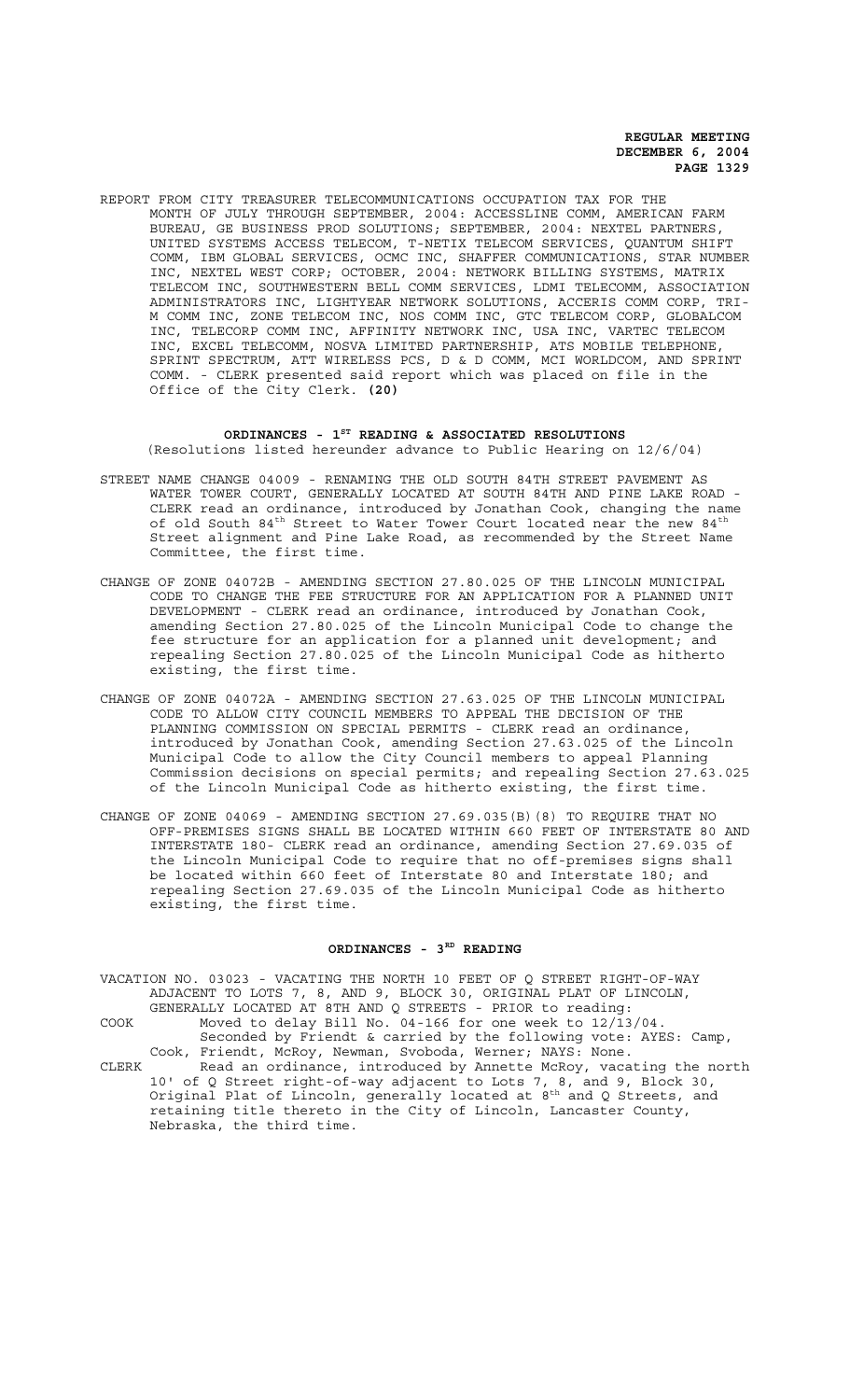REPORT FROM CITY TREASURER TELECOMMUNICATIONS OCCUPATION TAX FOR THE MONTH OF JULY THROUGH SEPTEMBER, 2004: ACCESSLINE COMM, AMERICAN FARM BUREAU, GE BUSINESS PROD SOLUTIONS; SEPTEMBER, 2004: NEXTEL PARTNERS, UNITED SYSTEMS ACCESS TELECOM, T-NETIX TELECOM SERVICES, QUANTUM SHIFT COMM, IBM GLOBAL SERVICES, OCMC INC, SHAFFER COMMUNICATIONS, STAR NUMBER INC, NEXTEL WEST CORP; OCTOBER, 2004: NETWORK BILLING SYSTEMS, MATRIX TELECOM INC, SOUTHWESTERN BELL COMM SERVICES, LDMI TELECOMM, ASSOCIATION ADMINISTRATORS INC, LIGHTYEAR NETWORK SOLUTIONS, ACCERIS COMM CORP, TRI-M COMM INC, ZONE TELECOM INC, NOS COMM INC, GTC TELECOM CORP, GLOBALCOM INC, TELECORP COMM INC, AFFINITY NETWORK INC, USA INC, VARTEC TELECOM INC, EXCEL TELECOMM, NOSVA LIMITED PARTNERSHIP, ATS MOBILE TELEPHONE, SPRINT SPECTRUM, ATT WIRELESS PCS, D & D COMM, MCI WORLDCOM, AND SPRINT COMM. - CLERK presented said report which was placed on file in the Office of the City Clerk. **(20)**

## ORDINANCES - 1ST READING & ASSOCIATED RESOLUTIONS

(Resolutions listed hereunder advance to Public Hearing on 12/6/04)

STREET NAME CHANGE 04009 - RENAMING THE OLD SOUTH 84TH STREET PAVEMENT AS WATER TOWER COURT, GENERALLY LOCATED AT SOUTH 84TH AND PINE LAKE ROAD - CLERK read an ordinance, introduced by Jonathan Cook, changing the name of old South 84th Street to Water Tower Court located near the new 84th Street alignment and Pine Lake Road, as recommended by the Street Name Committee, the first time.

CHANGE OF ZONE 04072B - AMENDING SECTION 27.80.025 OF THE LINCOLN MUNICIPAL CODE TO CHANGE THE FEE STRUCTURE FOR AN APPLICATION FOR A PLANNED UNIT DEVELOPMENT - CLERK read an ordinance, introduced by Jonathan Cook, amending Section 27.80.025 of the Lincoln Municipal Code to change the fee structure for an application for a planned unit development; and repealing Section 27.80.025 of the Lincoln Municipal Code as hitherto existing, the first time.

CHANGE OF ZONE 04072A - AMENDING SECTION 27.63.025 OF THE LINCOLN MUNICIPAL CODE TO ALLOW CITY COUNCIL MEMBERS TO APPEAL THE DECISION OF THE PLANNING COMMISSION ON SPECIAL PERMITS - CLERK read an ordinance, introduced by Jonathan Cook, amending Section 27.63.025 of the Lincoln Municipal Code to allow the City Council members to appeal Planning Commission decisions on special permits; and repealing Section 27.63.025 of the Lincoln Municipal Code as hitherto existing, the first time.

CHANGE OF ZONE 04069 - AMENDING SECTION 27.69.035(B)(8) TO REQUIRE THAT NO OFF-PREMISES SIGNS SHALL BE LOCATED WITHIN 660 FEET OF INTERSTATE 80 AND INTERSTATE 180- CLERK read an ordinance, amending Section 27.69.035 of the Lincoln Municipal Code to require that no off-premises signs shall be located within 660 feet of Interstate 80 and Interstate 180; and repealing Section 27.69.035 of the Lincoln Municipal Code as hitherto existing, the first time.

## ORDINANCES - 3RD READING

VACATION NO. 03023 - VACATING THE NORTH 10 FEET OF Q STREET RIGHT-OF-WAY ADJACENT TO LOTS 7, 8, AND 9, BLOCK 30, ORIGINAL PLAT OF LINCOLN, GENERALLY LOCATED AT 8TH AND Q STREETS - PRIOR to reading:

COOK Moved to delay Bill No. 04-166 for one week to 12/13/04.
Seconded by Friendt & carried by the following vote: AYES: Camp, Cook, Friendt, McRoy, Newman, Svoboda, Werner; NAYS: None.

CLERK Read an ordinance, introduced by Annette McRoy, vacating the north 10' of Q Street right-of-way adjacent to Lots 7, 8, and 9, Block 30, Original Plat of Lincoln, generally located at 8th and Q Streets, and retaining title thereto in the City of Lincoln, Lancaster County, Nebraska, the third time.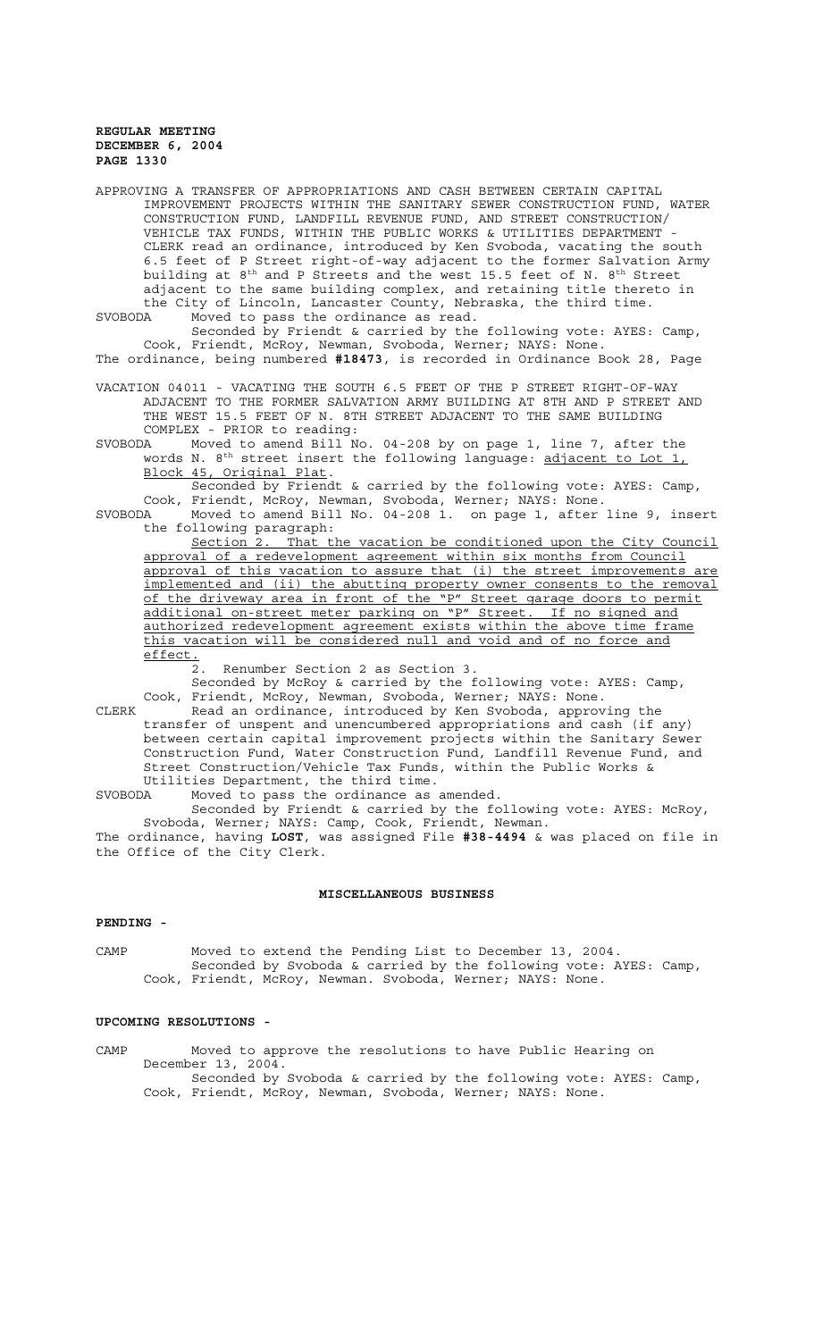APPROVING A TRANSFER OF APPROPRIATIONS AND CASH BETWEEN CERTAIN CAPITAL IMPROVEMENT PROJECTS WITHIN THE SANITARY SEWER CONSTRUCTION FUND, WATER CONSTRUCTION FUND, LANDFILL REVENUE FUND, AND STREET CONSTRUCTION/ VEHICLE TAX FUNDS, WITHIN THE PUBLIC WORKS & UTILITIES DEPARTMENT - CLERK read an ordinance, introduced by Ken Svoboda, vacating the south 6.5 feet of P Street right-of-way adjacent to the former Salvation Army building at 8th and P Streets and the west 15.5 feet of N. 8th Street adjacent to the same building complex, and retaining title thereto in the City of Lincoln, Lancaster County, Nebraska, the third time.

SVOBODA Moved to pass the ordinance as read.

Seconded by Friendt & carried by the following vote: AYES: Camp, Cook, Friendt, McRoy, Newman, Svoboda, Werner; NAYS: None.

The ordinance, being numbered **#18473**, is recorded in Ordinance Book 28, Page

VACATION 04011 - VACATING THE SOUTH 6.5 FEET OF THE P STREET RIGHT-OF-WAY ADJACENT TO THE FORMER SALVATION ARMY BUILDING AT 8TH AND P STREET AND THE WEST 15.5 FEET OF N. 8TH STREET ADJACENT TO THE SAME BUILDING COMPLEX - PRIOR to reading:

SVOBODA Moved to amend Bill No. 04-208 by on page 1, line 7, after the words N. 8th street insert the following language: <u>adjacent to Lot 1, Block 45, Original Plat</u>.

Seconded by Friendt & carried by the following vote: AYES: Camp, Cook, Friendt, McRoy, Newman, Svoboda, Werner; NAYS: None.

SVOBODA Moved to amend Bill No. 04-208 1. on page 1, after line 9, insert the following paragraph:

<u>Section 2. That the vacation be conditioned upon the City Council approval of a redevelopment agreement within six months from Council approval of this vacation to assure that (i) the street improvements are implemented and (ii) the abutting property owner consents to the removal of the driveway area in front of the "P" Street garage doors to permit additional on-street meter parking on "P" Street. If no signed and authorized redevelopment agreement exists within the above time frame this vacation will be considered null and void and of no force and effect.</u>

2. Renumber Section 2 as Section 3.

Seconded by McRoy & carried by the following vote: AYES: Camp, Cook, Friendt, McRoy, Newman, Svoboda, Werner; NAYS: None.

CLERK Read an ordinance, introduced by Ken Svoboda, approving the transfer of unspent and unencumbered appropriations and cash (if any) between certain capital improvement projects within the Sanitary Sewer Construction Fund, Water Construction Fund, Landfill Revenue Fund, and Street Construction/Vehicle Tax Funds, within the Public Works & Utilities Department, the third time.

SVOBODA Moved to pass the ordinance as amended.

Seconded by Friendt & carried by the following vote: AYES: McRoy, Svoboda, Werner; NAYS: Camp, Cook, Friendt, Newman.

The ordinance, having **LOST**, was assigned File **#38-4494** & was placed on file in the Office of the City Clerk.

## MISCELLANEOUS BUSINESS

**PENDING -**

CAMP Moved to extend the Pending List to December 13, 2004.

Seconded by Svoboda & carried by the following vote: AYES: Camp, Cook, Friendt, McRoy, Newman. Svoboda, Werner; NAYS: None.

**UPCOMING RESOLUTIONS -**

CAMP Moved to approve the resolutions to have Public Hearing on December 13, 2004.

Seconded by Svoboda & carried by the following vote: AYES: Camp, Cook, Friendt, McRoy, Newman, Svoboda, Werner; NAYS: None.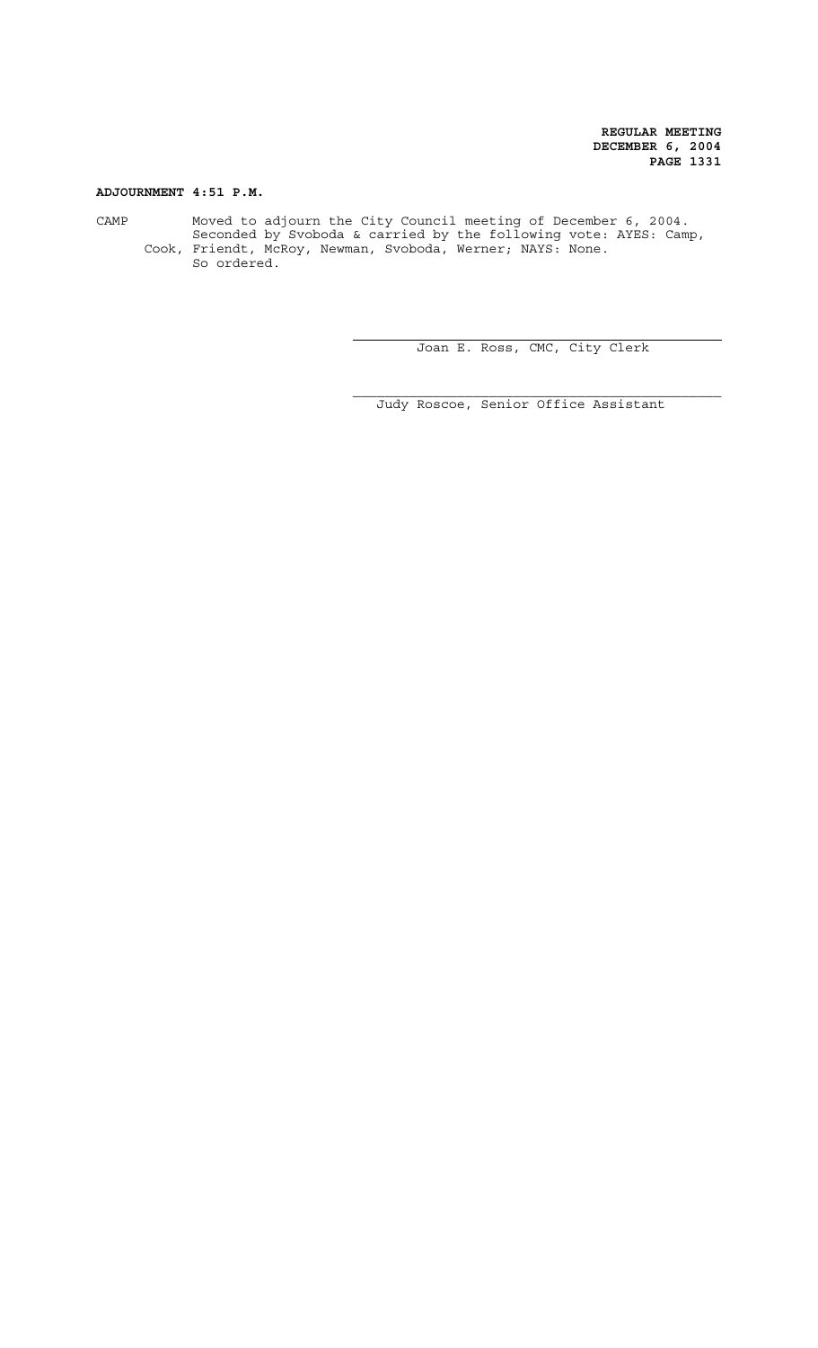**ADJOURNMENT 4:51 P.M.**

CAMP Moved to adjourn the City Council meeting of December 6, 2004. Seconded by Svoboda & carried by the following vote: AYES: Camp, Cook, Friendt, McRoy, Newman, Svoboda, Werner; NAYS: None. So ordered.

Joan E. Ross, CMC, City Clerk

Judy Roscoe, Senior Office Assistant